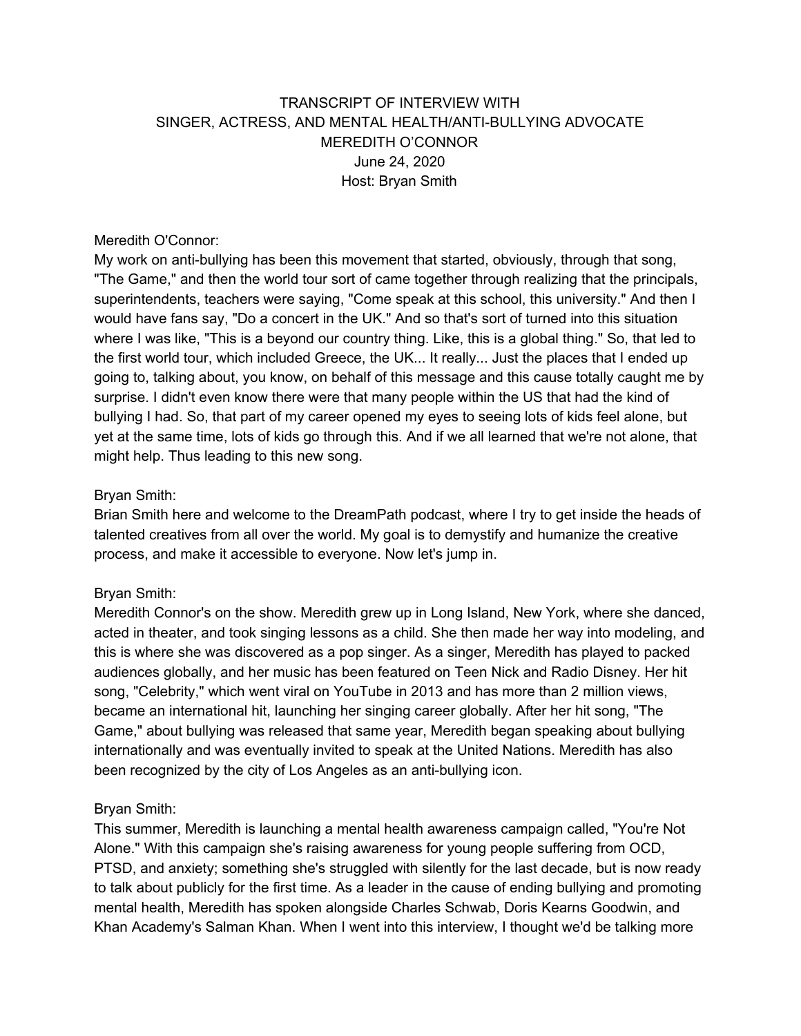TRANSCRIPT OF INTERVIEW WITH
SINGER, ACTRESS, AND MENTAL HEALTH/ANTI-BULLYING ADVOCATE
MEREDITH O'CONNOR
June 24, 2020
Host: Bryan Smith

Meredith O'Connor:
My work on anti-bullying has been this movement that started, obviously, through that song, "The Game," and then the world tour sort of came together through realizing that the principals, superintendents, teachers were saying, "Come speak at this school, this university." And then I would have fans say, "Do a concert in the UK." And so that's sort of turned into this situation where I was like, "This is a beyond our country thing. Like, this is a global thing." So, that led to the first world tour, which included Greece, the UK... It really... Just the places that I ended up going to, talking about, you know, on behalf of this message and this cause totally caught me by surprise. I didn't even know there were that many people within the US that had the kind of bullying I had. So, that part of my career opened my eyes to seeing lots of kids feel alone, but yet at the same time, lots of kids go through this. And if we all learned that we're not alone, that might help. Thus leading to this new song.

Bryan Smith:
Brian Smith here and welcome to the DreamPath podcast, where I try to get inside the heads of talented creatives from all over the world. My goal is to demystify and humanize the creative process, and make it accessible to everyone. Now let's jump in.

Bryan Smith:
Meredith Connor's on the show. Meredith grew up in Long Island, New York, where she danced, acted in theater, and took singing lessons as a child. She then made her way into modeling, and this is where she was discovered as a pop singer. As a singer, Meredith has played to packed audiences globally, and her music has been featured on Teen Nick and Radio Disney. Her hit song, "Celebrity," which went viral on YouTube in 2013 and has more than 2 million views, became an international hit, launching her singing career globally. After her hit song, "The Game," about bullying was released that same year, Meredith began speaking about bullying internationally and was eventually invited to speak at the United Nations. Meredith has also been recognized by the city of Los Angeles as an anti-bullying icon.

Bryan Smith:
This summer, Meredith is launching a mental health awareness campaign called, "You're Not Alone." With this campaign she's raising awareness for young people suffering from OCD, PTSD, and anxiety; something she's struggled with silently for the last decade, but is now ready to talk about publicly for the first time. As a leader in the cause of ending bullying and promoting mental health, Meredith has spoken alongside Charles Schwab, Doris Kearns Goodwin, and Khan Academy's Salman Khan. When I went into this interview, I thought we'd be talking more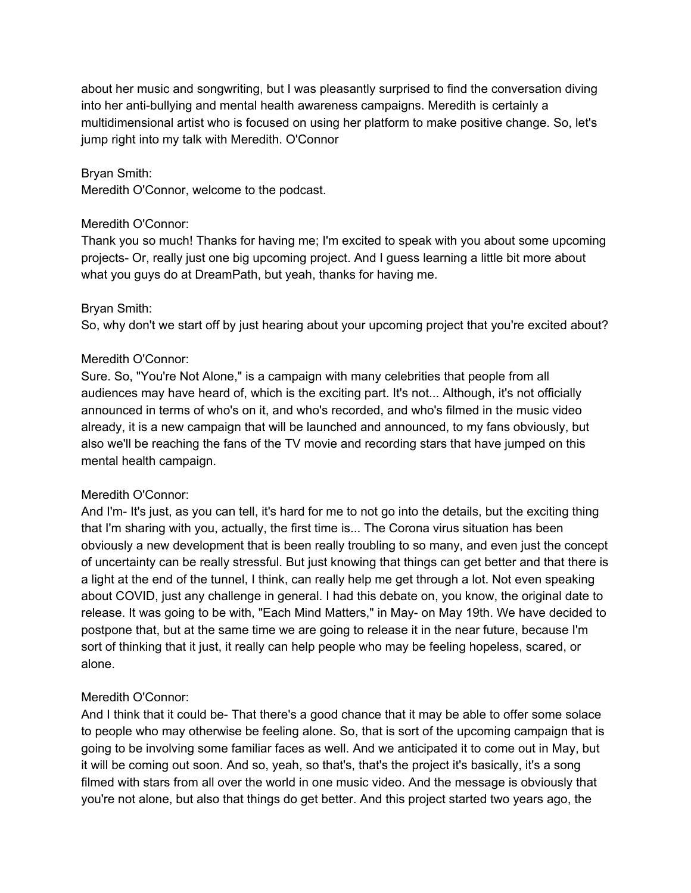about her music and songwriting, but I was pleasantly surprised to find the conversation diving into her anti-bullying and mental health awareness campaigns. Meredith is certainly a multidimensional artist who is focused on using her platform to make positive change. So, let's jump right into my talk with Meredith. O'Connor

Bryan Smith:
Meredith O'Connor, welcome to the podcast.

Meredith O'Connor:
Thank you so much! Thanks for having me; I'm excited to speak with you about some upcoming projects- Or, really just one big upcoming project. And I guess learning a little bit more about what you guys do at DreamPath, but yeah, thanks for having me.

Bryan Smith:
So, why don't we start off by just hearing about your upcoming project that you're excited about?

Meredith O'Connor:
Sure. So, "You're Not Alone," is a campaign with many celebrities that people from all audiences may have heard of, which is the exciting part. It's not... Although, it's not officially announced in terms of who's on it, and who's recorded, and who's filmed in the music video already, it is a new campaign that will be launched and announced, to my fans obviously, but also we'll be reaching the fans of the TV movie and recording stars that have jumped on this mental health campaign.

Meredith O'Connor:
And I'm- It's just, as you can tell, it's hard for me to not go into the details, but the exciting thing that I'm sharing with you, actually, the first time is... The Corona virus situation has been obviously a new development that is been really troubling to so many, and even just the concept of uncertainty can be really stressful. But just knowing that things can get better and that there is a light at the end of the tunnel, I think, can really help me get through a lot. Not even speaking about COVID, just any challenge in general. I had this debate on, you know, the original date to release. It was going to be with, "Each Mind Matters," in May- on May 19th. We have decided to postpone that, but at the same time we are going to release it in the near future, because I'm sort of thinking that it just, it really can help people who may be feeling hopeless, scared, or alone.

Meredith O'Connor:
And I think that it could be- That there's a good chance that it may be able to offer some solace to people who may otherwise be feeling alone. So, that is sort of the upcoming campaign that is going to be involving some familiar faces as well. And we anticipated it to come out in May, but it will be coming out soon. And so, yeah, so that's, that's the project it's basically, it's a song filmed with stars from all over the world in one music video. And the message is obviously that you're not alone, but also that things do get better. And this project started two years ago, the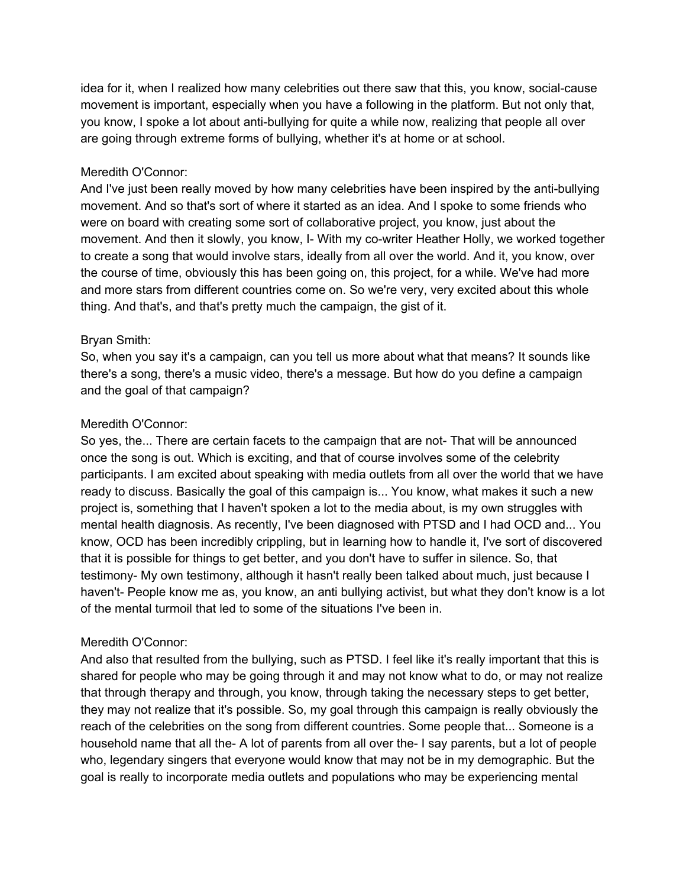idea for it, when I realized how many celebrities out there saw that this, you know, social-cause movement is important, especially when you have a following in the platform. But not only that, you know, I spoke a lot about anti-bullying for quite a while now, realizing that people all over are going through extreme forms of bullying, whether it's at home or at school.

Meredith O'Connor:
And I've just been really moved by how many celebrities have been inspired by the anti-bullying movement. And so that's sort of where it started as an idea. And I spoke to some friends who were on board with creating some sort of collaborative project, you know, just about the movement. And then it slowly, you know, I- With my co-writer Heather Holly, we worked together to create a song that would involve stars, ideally from all over the world. And it, you know, over the course of time, obviously this has been going on, this project, for a while. We've had more and more stars from different countries come on. So we're very, very excited about this whole thing. And that's, and that's pretty much the campaign, the gist of it.

Bryan Smith:
So, when you say it's a campaign, can you tell us more about what that means? It sounds like there's a song, there's a music video, there's a message. But how do you define a campaign and the goal of that campaign?

Meredith O'Connor:
So yes, the... There are certain facets to the campaign that are not- That will be announced once the song is out. Which is exciting, and that of course involves some of the celebrity participants. I am excited about speaking with media outlets from all over the world that we have ready to discuss. Basically the goal of this campaign is... You know, what makes it such a new project is, something that I haven't spoken a lot to the media about, is my own struggles with mental health diagnosis. As recently, I've been diagnosed with PTSD and I had OCD and... You know, OCD has been incredibly crippling, but in learning how to handle it, I've sort of discovered that it is possible for things to get better, and you don't have to suffer in silence. So, that testimony- My own testimony, although it hasn't really been talked about much, just because I haven't- People know me as, you know, an anti bullying activist, but what they don't know is a lot of the mental turmoil that led to some of the situations I've been in.

Meredith O'Connor:
And also that resulted from the bullying, such as PTSD. I feel like it's really important that this is shared for people who may be going through it and may not know what to do, or may not realize that through therapy and through, you know, through taking the necessary steps to get better, they may not realize that it's possible. So, my goal through this campaign is really obviously the reach of the celebrities on the song from different countries. Some people that... Someone is a household name that all the- A lot of parents from all over the- I say parents, but a lot of people who, legendary singers that everyone would know that may not be in my demographic. But the goal is really to incorporate media outlets and populations who may be experiencing mental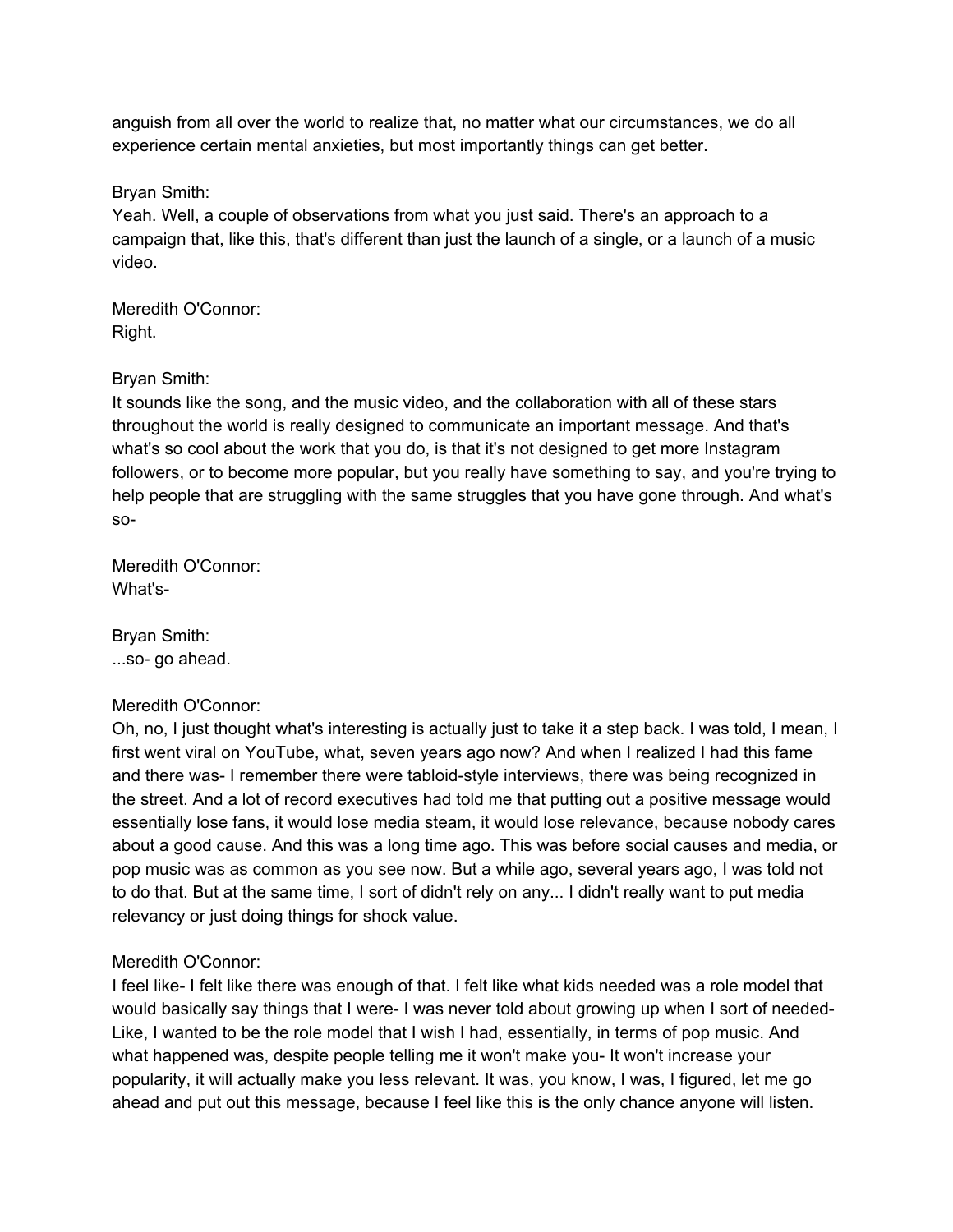anguish from all over the world to realize that, no matter what our circumstances, we do all experience certain mental anxieties, but most importantly things can get better.

Bryan Smith:
Yeah. Well, a couple of observations from what you just said. There's an approach to a campaign that, like this, that's different than just the launch of a single, or a launch of a music video.

Meredith O'Connor:
Right.

Bryan Smith:
It sounds like the song, and the music video, and the collaboration with all of these stars throughout the world is really designed to communicate an important message. And that's what's so cool about the work that you do, is that it's not designed to get more Instagram followers, or to become more popular, but you really have something to say, and you're trying to help people that are struggling with the same struggles that you have gone through. And what's so-

Meredith O'Connor:
What's-

Bryan Smith:
...so- go ahead.

Meredith O'Connor:
Oh, no, I just thought what's interesting is actually just to take it a step back. I was told, I mean, I first went viral on YouTube, what, seven years ago now? And when I realized I had this fame and there was- I remember there were tabloid-style interviews, there was being recognized in the street. And a lot of record executives had told me that putting out a positive message would essentially lose fans, it would lose media steam, it would lose relevance, because nobody cares about a good cause. And this was a long time ago. This was before social causes and media, or pop music was as common as you see now. But a while ago, several years ago, I was told not to do that. But at the same time, I sort of didn't rely on any... I didn't really want to put media relevancy or just doing things for shock value.

Meredith O'Connor:
I feel like- I felt like there was enough of that. I felt like what kids needed was a role model that would basically say things that I were- I was never told about growing up when I sort of needed- Like, I wanted to be the role model that I wish I had, essentially, in terms of pop music. And what happened was, despite people telling me it won't make you- It won't increase your popularity, it will actually make you less relevant. It was, you know, I was, I figured, let me go ahead and put out this message, because I feel like this is the only chance anyone will listen.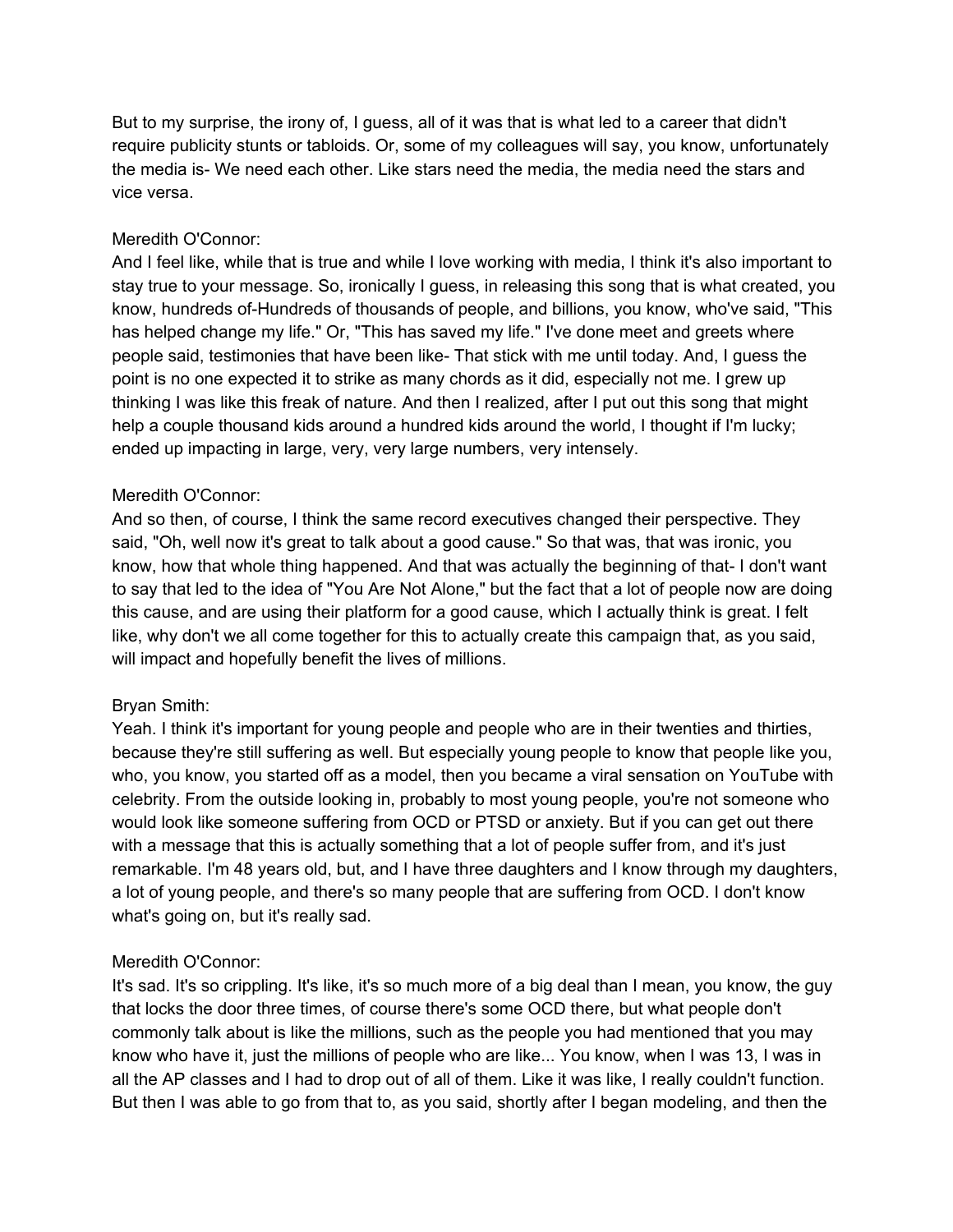But to my surprise, the irony of, I guess, all of it was that is what led to a career that didn't require publicity stunts or tabloids. Or, some of my colleagues will say, you know, unfortunately the media is- We need each other. Like stars need the media, the media need the stars and vice versa.

Meredith O'Connor:
And I feel like, while that is true and while I love working with media, I think it's also important to stay true to your message. So, ironically I guess, in releasing this song that is what created, you know, hundreds of-Hundreds of thousands of people, and billions, you know, who've said, "This has helped change my life." Or, "This has saved my life." I've done meet and greets where people said, testimonies that have been like- That stick with me until today. And, I guess the point is no one expected it to strike as many chords as it did, especially not me. I grew up thinking I was like this freak of nature. And then I realized, after I put out this song that might help a couple thousand kids around a hundred kids around the world, I thought if I'm lucky; ended up impacting in large, very, very large numbers, very intensely.

Meredith O'Connor:
And so then, of course, I think the same record executives changed their perspective. They said, "Oh, well now it's great to talk about a good cause." So that was, that was ironic, you know, how that whole thing happened. And that was actually the beginning of that- I don't want to say that led to the idea of "You Are Not Alone," but the fact that a lot of people now are doing this cause, and are using their platform for a good cause, which I actually think is great. I felt like, why don't we all come together for this to actually create this campaign that, as you said, will impact and hopefully benefit the lives of millions.

Bryan Smith:
Yeah. I think it's important for young people and people who are in their twenties and thirties, because they're still suffering as well. But especially young people to know that people like you, who, you know, you started off as a model, then you became a viral sensation on YouTube with celebrity. From the outside looking in, probably to most young people, you're not someone who would look like someone suffering from OCD or PTSD or anxiety. But if you can get out there with a message that this is actually something that a lot of people suffer from, and it's just remarkable. I'm 48 years old, but, and I have three daughters and I know through my daughters, a lot of young people, and there's so many people that are suffering from OCD. I don't know what's going on, but it's really sad.

Meredith O'Connor:
It's sad. It's so crippling. It's like, it's so much more of a big deal than I mean, you know, the guy that locks the door three times, of course there's some OCD there, but what people don't commonly talk about is like the millions, such as the people you had mentioned that you may know who have it, just the millions of people who are like... You know, when I was 13, I was in all the AP classes and I had to drop out of all of them. Like it was like, I really couldn't function. But then I was able to go from that to, as you said, shortly after I began modeling, and then the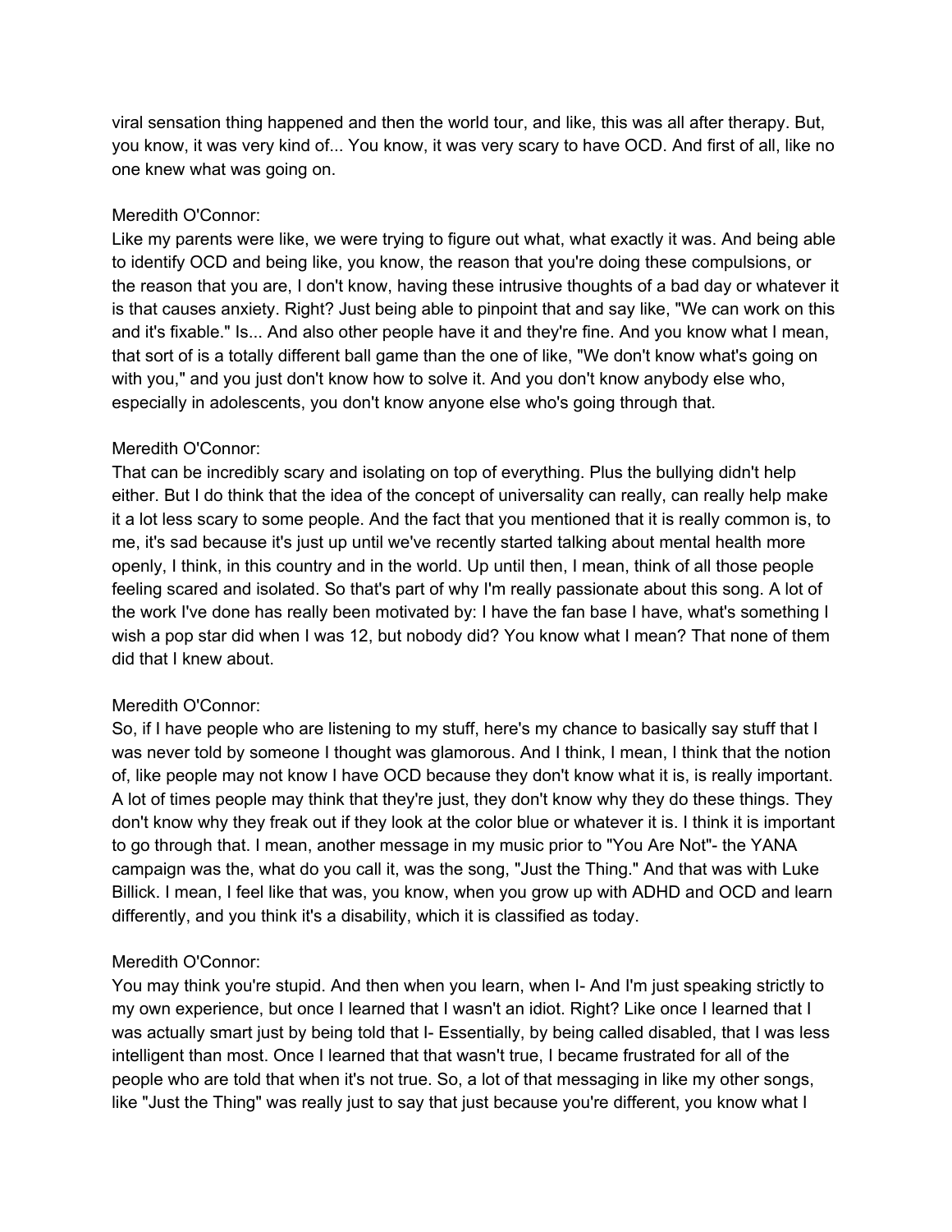viral sensation thing happened and then the world tour, and like, this was all after therapy. But, you know, it was very kind of... You know, it was very scary to have OCD. And first of all, like no one knew what was going on.

Meredith O'Connor:
Like my parents were like, we were trying to figure out what, what exactly it was. And being able to identify OCD and being like, you know, the reason that you're doing these compulsions, or the reason that you are, I don't know, having these intrusive thoughts of a bad day or whatever it is that causes anxiety. Right? Just being able to pinpoint that and say like, "We can work on this and it's fixable." Is... And also other people have it and they're fine. And you know what I mean, that sort of is a totally different ball game than the one of like, "We don't know what's going on with you," and you just don't know how to solve it. And you don't know anybody else who, especially in adolescents, you don't know anyone else who's going through that.

Meredith O'Connor:
That can be incredibly scary and isolating on top of everything. Plus the bullying didn't help either. But I do think that the idea of the concept of universality can really, can really help make it a lot less scary to some people. And the fact that you mentioned that it is really common is, to me, it's sad because it's just up until we've recently started talking about mental health more openly, I think, in this country and in the world. Up until then, I mean, think of all those people feeling scared and isolated. So that's part of why I'm really passionate about this song. A lot of the work I've done has really been motivated by: I have the fan base I have, what's something I wish a pop star did when I was 12, but nobody did? You know what I mean? That none of them did that I knew about.

Meredith O'Connor:
So, if I have people who are listening to my stuff, here's my chance to basically say stuff that I was never told by someone I thought was glamorous. And I think, I mean, I think that the notion of, like people may not know I have OCD because they don't know what it is, is really important. A lot of times people may think that they're just, they don't know why they do these things. They don't know why they freak out if they look at the color blue or whatever it is. I think it is important to go through that. I mean, another message in my music prior to "You Are Not"- the YANA campaign was the, what do you call it, was the song, "Just the Thing." And that was with Luke Billick. I mean, I feel like that was, you know, when you grow up with ADHD and OCD and learn differently, and you think it's a disability, which it is classified as today.

Meredith O'Connor:
You may think you're stupid. And then when you learn, when I- And I'm just speaking strictly to my own experience, but once I learned that I wasn't an idiot. Right? Like once I learned that I was actually smart just by being told that I- Essentially, by being called disabled, that I was less intelligent than most. Once I learned that that wasn't true, I became frustrated for all of the people who are told that when it's not true. So, a lot of that messaging in like my other songs, like "Just the Thing" was really just to say that just because you're different, you know what I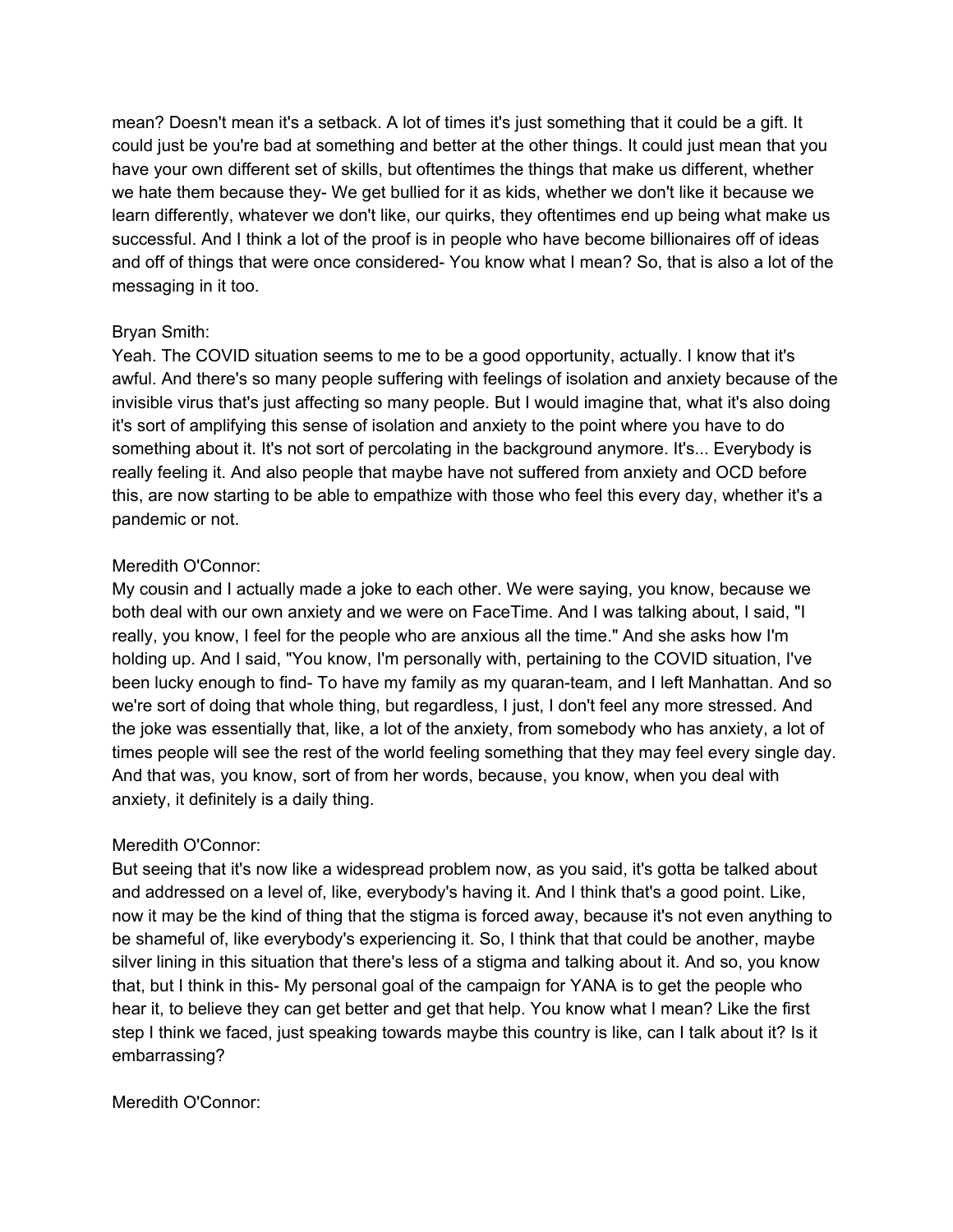mean? Doesn't mean it's a setback. A lot of times it's just something that it could be a gift. It could just be you're bad at something and better at the other things. It could just mean that you have your own different set of skills, but oftentimes the things that make us different, whether we hate them because they- We get bullied for it as kids, whether we don't like it because we learn differently, whatever we don't like, our quirks, they oftentimes end up being what make us successful. And I think a lot of the proof is in people who have become billionaires off of ideas and off of things that were once considered- You know what I mean? So, that is also a lot of the messaging in it too.

Bryan Smith:
Yeah. The COVID situation seems to me to be a good opportunity, actually. I know that it's awful. And there's so many people suffering with feelings of isolation and anxiety because of the invisible virus that's just affecting so many people. But I would imagine that, what it's also doing it's sort of amplifying this sense of isolation and anxiety to the point where you have to do something about it. It's not sort of percolating in the background anymore. It's... Everybody is really feeling it. And also people that maybe have not suffered from anxiety and OCD before this, are now starting to be able to empathize with those who feel this every day, whether it's a pandemic or not.

Meredith O'Connor:
My cousin and I actually made a joke to each other. We were saying, you know, because we both deal with our own anxiety and we were on FaceTime. And I was talking about, I said, "I really, you know, I feel for the people who are anxious all the time." And she asks how I'm holding up. And I said, "You know, I'm personally with, pertaining to the COVID situation, I've been lucky enough to find- To have my family as my quaran-team, and I left Manhattan. And so we're sort of doing that whole thing, but regardless, I just, I don't feel any more stressed. And the joke was essentially that, like, a lot of the anxiety, from somebody who has anxiety, a lot of times people will see the rest of the world feeling something that they may feel every single day. And that was, you know, sort of from her words, because, you know, when you deal with anxiety, it definitely is a daily thing.

Meredith O'Connor:
But seeing that it's now like a widespread problem now, as you said, it's gotta be talked about and addressed on a level of, like, everybody's having it. And I think that's a good point. Like, now it may be the kind of thing that the stigma is forced away, because it's not even anything to be shameful of, like everybody's experiencing it. So, I think that that could be another, maybe silver lining in this situation that there's less of a stigma and talking about it. And so, you know that, but I think in this- My personal goal of the campaign for YANA is to get the people who hear it, to believe they can get better and get that help. You know what I mean? Like the first step I think we faced, just speaking towards maybe this country is like, can I talk about it? Is it embarrassing?

Meredith O'Connor: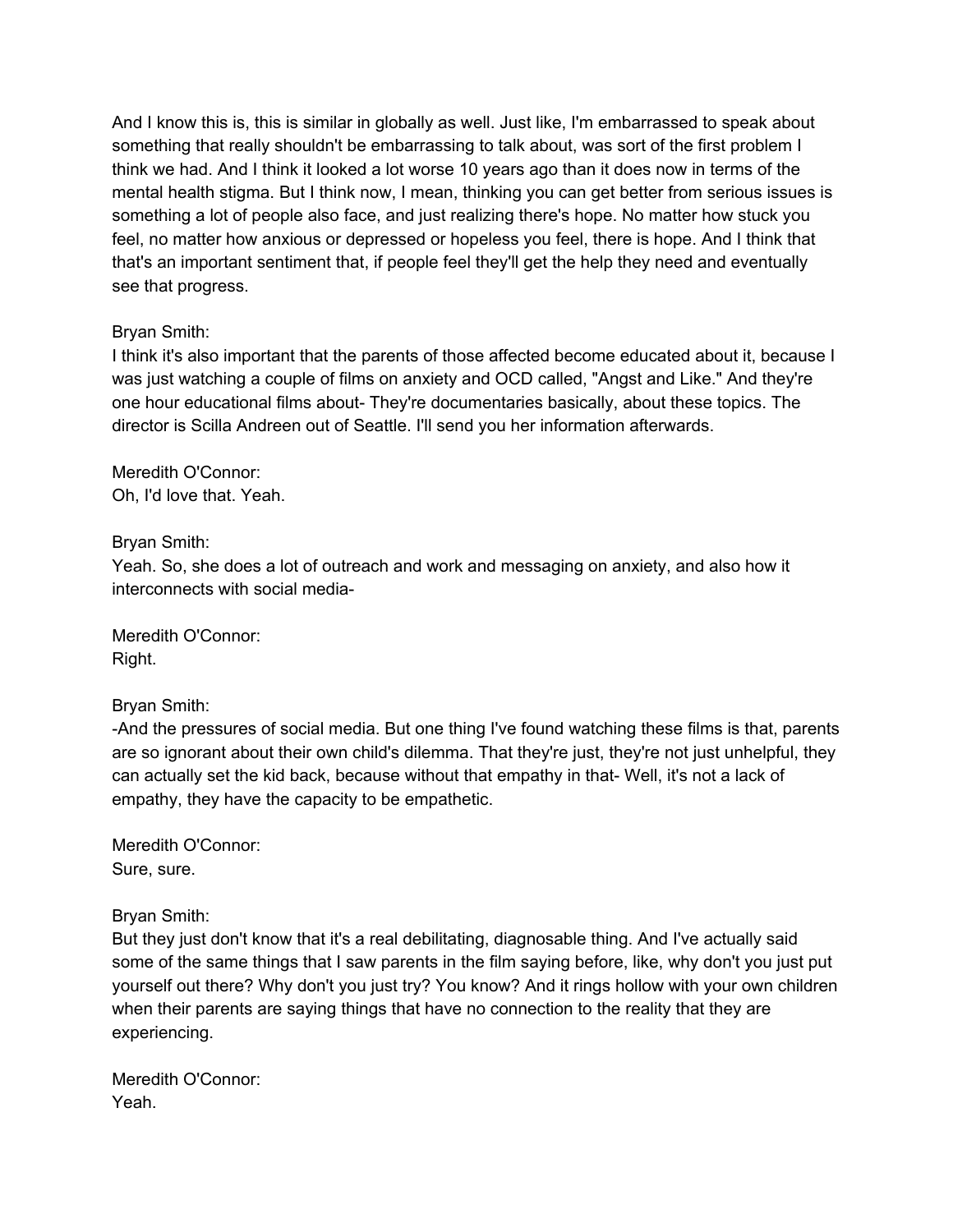And I know this is, this is similar in globally as well. Just like, I'm embarrassed to speak about something that really shouldn't be embarrassing to talk about, was sort of the first problem I think we had. And I think it looked a lot worse 10 years ago than it does now in terms of the mental health stigma. But I think now, I mean, thinking you can get better from serious issues is something a lot of people also face, and just realizing there's hope. No matter how stuck you feel, no matter how anxious or depressed or hopeless you feel, there is hope. And I think that that's an important sentiment that, if people feel they'll get the help they need and eventually see that progress.

Bryan Smith:
I think it's also important that the parents of those affected become educated about it, because I was just watching a couple of films on anxiety and OCD called, "Angst and Like." And they're one hour educational films about- They're documentaries basically, about these topics. The director is Scilla Andreen out of Seattle. I'll send you her information afterwards.

Meredith O'Connor:
Oh, I'd love that. Yeah.

Bryan Smith:
Yeah. So, she does a lot of outreach and work and messaging on anxiety, and also how it interconnects with social media-

Meredith O'Connor:
Right.

Bryan Smith:
-And the pressures of social media. But one thing I've found watching these films is that, parents are so ignorant about their own child's dilemma. That they're just, they're not just unhelpful, they can actually set the kid back, because without that empathy in that- Well, it's not a lack of empathy, they have the capacity to be empathetic.

Meredith O'Connor:
Sure, sure.

Bryan Smith:
But they just don't know that it's a real debilitating, diagnosable thing. And I've actually said some of the same things that I saw parents in the film saying before, like, why don't you just put yourself out there? Why don't you just try? You know? And it rings hollow with your own children when their parents are saying things that have no connection to the reality that they are experiencing.

Meredith O'Connor:
Yeah.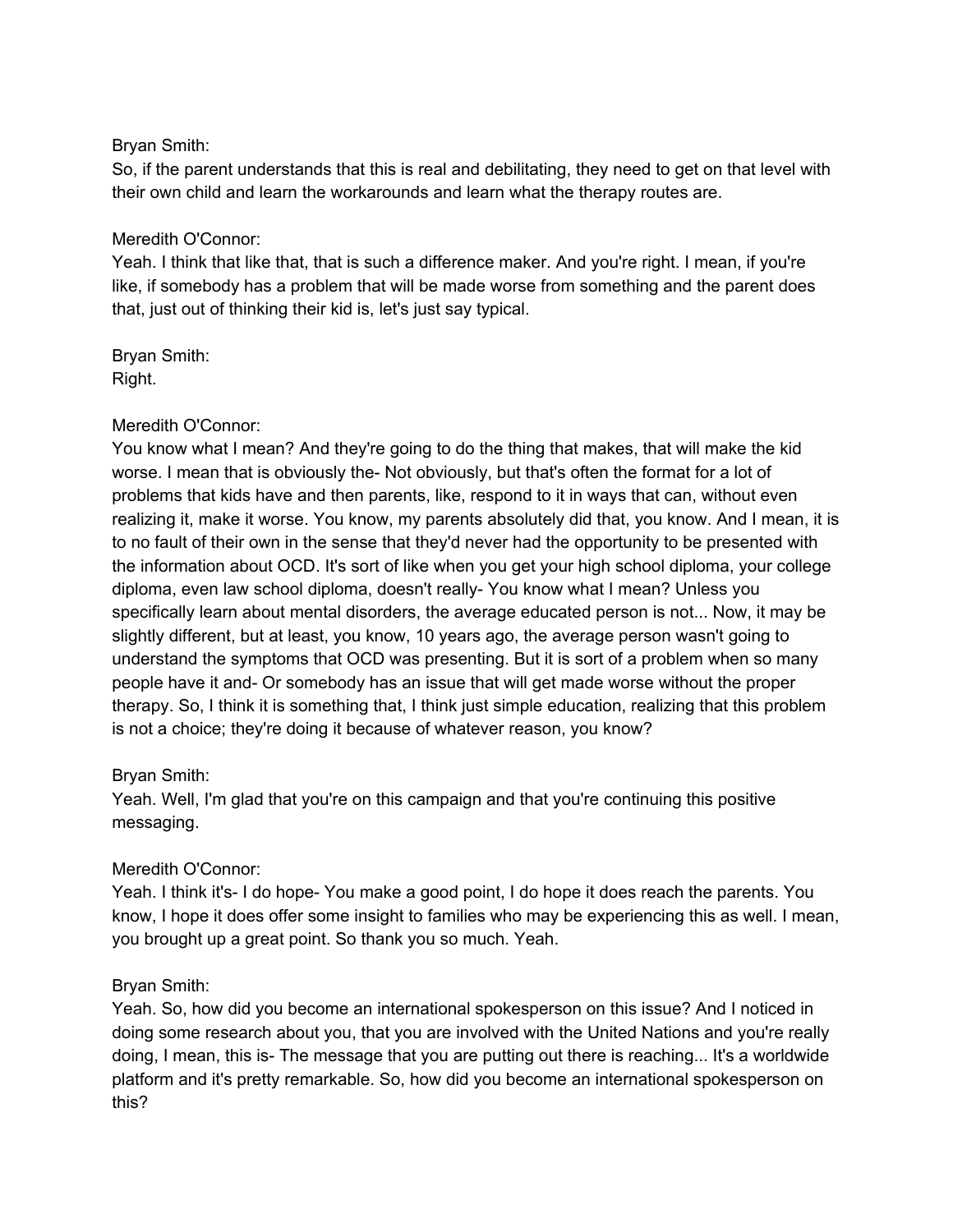Bryan Smith:
So, if the parent understands that this is real and debilitating, they need to get on that level with their own child and learn the workarounds and learn what the therapy routes are.

Meredith O'Connor:
Yeah. I think that like that, that is such a difference maker. And you're right. I mean, if you're like, if somebody has a problem that will be made worse from something and the parent does that, just out of thinking their kid is, let's just say typical.

Bryan Smith:
Right.

Meredith O'Connor:
You know what I mean? And they're going to do the thing that makes, that will make the kid worse. I mean that is obviously the- Not obviously, but that's often the format for a lot of problems that kids have and then parents, like, respond to it in ways that can, without even realizing it, make it worse. You know, my parents absolutely did that, you know. And I mean, it is to no fault of their own in the sense that they'd never had the opportunity to be presented with the information about OCD. It's sort of like when you get your high school diploma, your college diploma, even law school diploma, doesn't really- You know what I mean? Unless you specifically learn about mental disorders, the average educated person is not... Now, it may be slightly different, but at least, you know, 10 years ago, the average person wasn't going to understand the symptoms that OCD was presenting. But it is sort of a problem when so many people have it and- Or somebody has an issue that will get made worse without the proper therapy. So, I think it is something that, I think just simple education, realizing that this problem is not a choice; they're doing it because of whatever reason, you know?

Bryan Smith:
Yeah. Well, I'm glad that you're on this campaign and that you're continuing this positive messaging.

Meredith O'Connor:
Yeah. I think it's- I do hope- You make a good point, I do hope it does reach the parents. You know, I hope it does offer some insight to families who may be experiencing this as well. I mean, you brought up a great point. So thank you so much. Yeah.

Bryan Smith:
Yeah. So, how did you become an international spokesperson on this issue? And I noticed in doing some research about you, that you are involved with the United Nations and you're really doing, I mean, this is- The message that you are putting out there is reaching... It's a worldwide platform and it's pretty remarkable. So, how did you become an international spokesperson on this?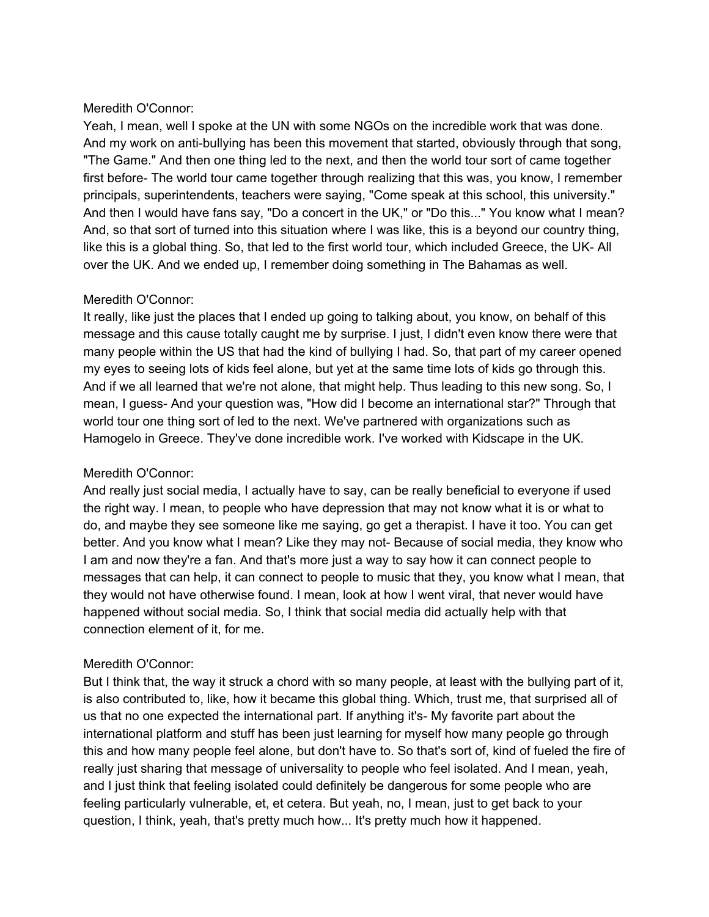Meredith O'Connor:
Yeah, I mean, well I spoke at the UN with some NGOs on the incredible work that was done. And my work on anti-bullying has been this movement that started, obviously through that song, "The Game." And then one thing led to the next, and then the world tour sort of came together first before- The world tour came together through realizing that this was, you know, I remember principals, superintendents, teachers were saying, "Come speak at this school, this university." And then I would have fans say, "Do a concert in the UK," or "Do this..." You know what I mean? And, so that sort of turned into this situation where I was like, this is a beyond our country thing, like this is a global thing. So, that led to the first world tour, which included Greece, the UK- All over the UK. And we ended up, I remember doing something in The Bahamas as well.

Meredith O'Connor:
It really, like just the places that I ended up going to talking about, you know, on behalf of this message and this cause totally caught me by surprise. I just, I didn't even know there were that many people within the US that had the kind of bullying I had. So, that part of my career opened my eyes to seeing lots of kids feel alone, but yet at the same time lots of kids go through this. And if we all learned that we're not alone, that might help. Thus leading to this new song. So, I mean, I guess- And your question was, "How did I become an international star?" Through that world tour one thing sort of led to the next. We've partnered with organizations such as Hamogelo in Greece. They've done incredible work. I've worked with Kidscape in the UK.

Meredith O'Connor:
And really just social media, I actually have to say, can be really beneficial to everyone if used the right way. I mean, to people who have depression that may not know what it is or what to do, and maybe they see someone like me saying, go get a therapist. I have it too. You can get better. And you know what I mean? Like they may not- Because of social media, they know who I am and now they're a fan. And that's more just a way to say how it can connect people to messages that can help, it can connect to people to music that they, you know what I mean, that they would not have otherwise found. I mean, look at how I went viral, that never would have happened without social media. So, I think that social media did actually help with that connection element of it, for me.

Meredith O'Connor:
But I think that, the way it struck a chord with so many people, at least with the bullying part of it, is also contributed to, like, how it became this global thing. Which, trust me, that surprised all of us that no one expected the international part. If anything it's- My favorite part about the international platform and stuff has been just learning for myself how many people go through this and how many people feel alone, but don't have to. So that's sort of, kind of fueled the fire of really just sharing that message of universality to people who feel isolated. And I mean, yeah, and I just think that feeling isolated could definitely be dangerous for some people who are feeling particularly vulnerable, et, et cetera. But yeah, no, I mean, just to get back to your question, I think, yeah, that's pretty much how... It's pretty much how it happened.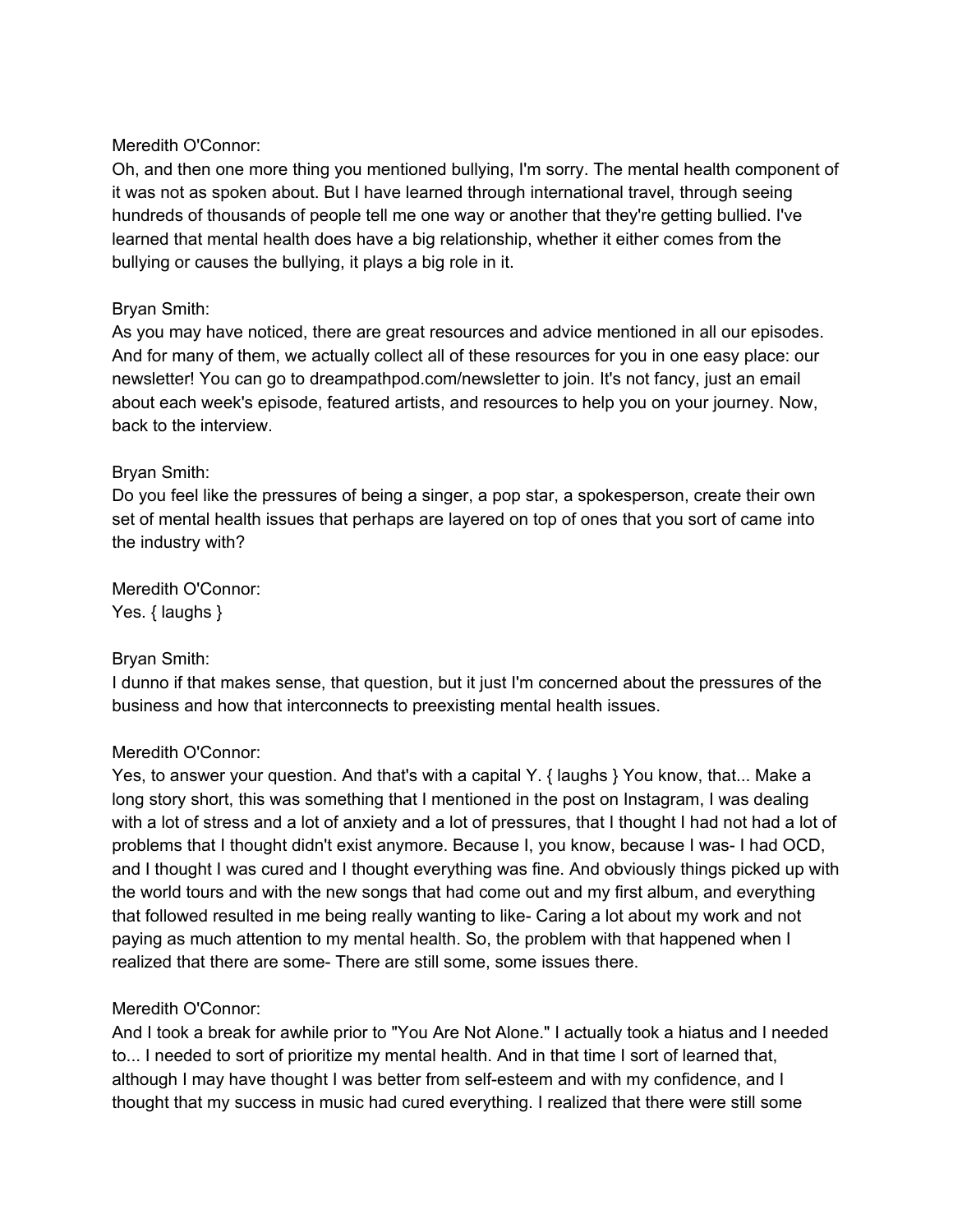Meredith O'Connor:
Oh, and then one more thing you mentioned bullying, I'm sorry. The mental health component of it was not as spoken about. But I have learned through international travel, through seeing hundreds of thousands of people tell me one way or another that they're getting bullied. I've learned that mental health does have a big relationship, whether it either comes from the bullying or causes the bullying, it plays a big role in it.

Bryan Smith:
As you may have noticed, there are great resources and advice mentioned in all our episodes. And for many of them, we actually collect all of these resources for you in one easy place: our newsletter! You can go to dreampathpod.com/newsletter to join. It's not fancy, just an email about each week's episode, featured artists, and resources to help you on your journey. Now, back to the interview.

Bryan Smith:
Do you feel like the pressures of being a singer, a pop star, a spokesperson, create their own set of mental health issues that perhaps are layered on top of ones that you sort of came into the industry with?

Meredith O'Connor:
Yes. { laughs }

Bryan Smith:
I dunno if that makes sense, that question, but it just I'm concerned about the pressures of the business and how that interconnects to preexisting mental health issues.

Meredith O'Connor:
Yes, to answer your question. And that's with a capital Y. { laughs } You know, that... Make a long story short, this was something that I mentioned in the post on Instagram, I was dealing with a lot of stress and a lot of anxiety and a lot of pressures, that I thought I had not had a lot of problems that I thought didn't exist anymore. Because I, you know, because I was- I had OCD, and I thought I was cured and I thought everything was fine. And obviously things picked up with the world tours and with the new songs that had come out and my first album, and everything that followed resulted in me being really wanting to like- Caring a lot about my work and not paying as much attention to my mental health. So, the problem with that happened when I realized that there are some- There are still some, some issues there.

Meredith O'Connor:
And I took a break for awhile prior to "You Are Not Alone." I actually took a hiatus and I needed to... I needed to sort of prioritize my mental health. And in that time I sort of learned that, although I may have thought I was better from self-esteem and with my confidence, and I thought that my success in music had cured everything. I realized that there were still some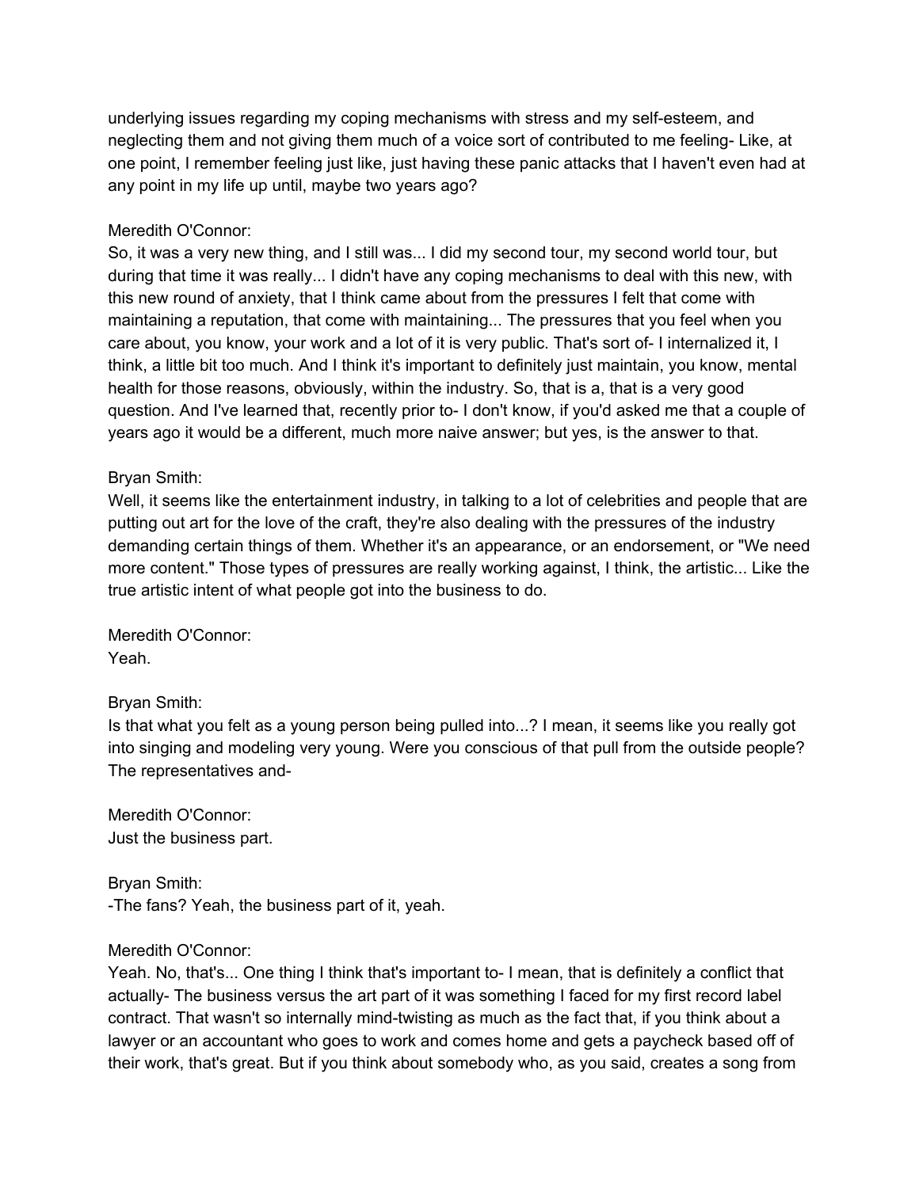underlying issues regarding my coping mechanisms with stress and my self-esteem, and neglecting them and not giving them much of a voice sort of contributed to me feeling- Like, at one point, I remember feeling just like, just having these panic attacks that I haven't even had at any point in my life up until, maybe two years ago?

Meredith O'Connor:
So, it was a very new thing, and I still was... I did my second tour, my second world tour, but during that time it was really... I didn't have any coping mechanisms to deal with this new, with this new round of anxiety, that I think came about from the pressures I felt that come with maintaining a reputation, that come with maintaining... The pressures that you feel when you care about, you know, your work and a lot of it is very public. That's sort of- I internalized it, I think, a little bit too much. And I think it's important to definitely just maintain, you know, mental health for those reasons, obviously, within the industry. So, that is a, that is a very good question. And I've learned that, recently prior to- I don't know, if you'd asked me that a couple of years ago it would be a different, much more naive answer; but yes, is the answer to that.

Bryan Smith:
Well, it seems like the entertainment industry, in talking to a lot of celebrities and people that are putting out art for the love of the craft, they're also dealing with the pressures of the industry demanding certain things of them. Whether it's an appearance, or an endorsement, or "We need more content." Those types of pressures are really working against, I think, the artistic... Like the true artistic intent of what people got into the business to do.

Meredith O'Connor:
Yeah.

Bryan Smith:
Is that what you felt as a young person being pulled into...? I mean, it seems like you really got into singing and modeling very young. Were you conscious of that pull from the outside people? The representatives and-

Meredith O'Connor:
Just the business part.

Bryan Smith:
-The fans? Yeah, the business part of it, yeah.

Meredith O'Connor:
Yeah. No, that's... One thing I think that's important to- I mean, that is definitely a conflict that actually- The business versus the art part of it was something I faced for my first record label contract. That wasn't so internally mind-twisting as much as the fact that, if you think about a lawyer or an accountant who goes to work and comes home and gets a paycheck based off of their work, that's great. But if you think about somebody who, as you said, creates a song from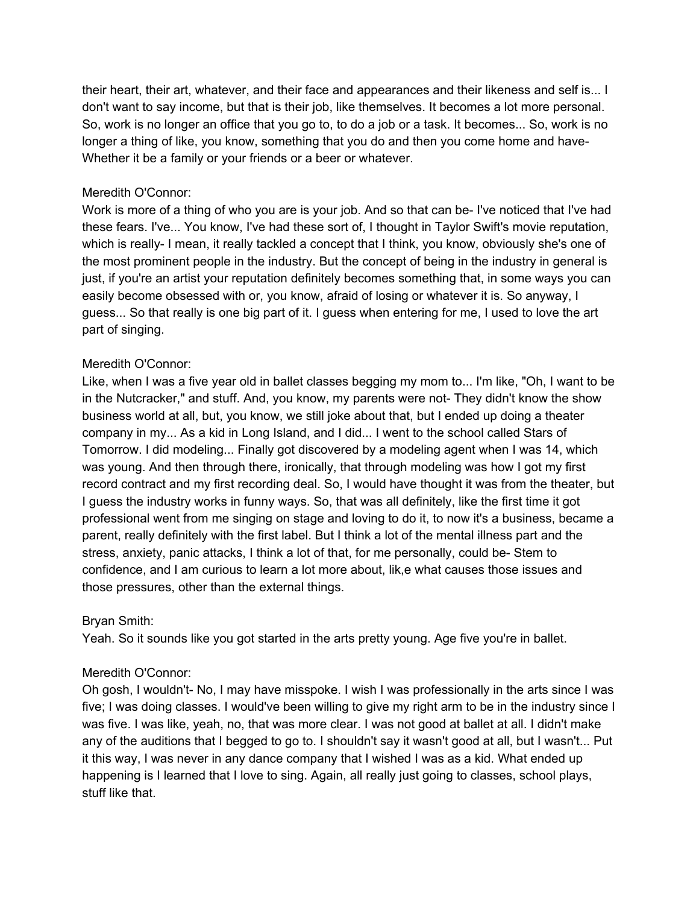their heart, their art, whatever, and their face and appearances and their likeness and self is... I don't want to say income, but that is their job, like themselves. It becomes a lot more personal. So, work is no longer an office that you go to, to do a job or a task. It becomes... So, work is no longer a thing of like, you know, something that you do and then you come home and have- Whether it be a family or your friends or a beer or whatever.

Meredith O'Connor:
Work is more of a thing of who you are is your job. And so that can be- I've noticed that I've had these fears. I've... You know, I've had these sort of, I thought in Taylor Swift's movie reputation, which is really- I mean, it really tackled a concept that I think, you know, obviously she's one of the most prominent people in the industry. But the concept of being in the industry in general is just, if you're an artist your reputation definitely becomes something that, in some ways you can easily become obsessed with or, you know, afraid of losing or whatever it is. So anyway, I guess... So that really is one big part of it. I guess when entering for me, I used to love the art part of singing.

Meredith O'Connor:
Like, when I was a five year old in ballet classes begging my mom to... I'm like, "Oh, I want to be in the Nutcracker," and stuff. And, you know, my parents were not- They didn't know the show business world at all, but, you know, we still joke about that, but I ended up doing a theater company in my... As a kid in Long Island, and I did... I went to the school called Stars of Tomorrow. I did modeling... Finally got discovered by a modeling agent when I was 14, which was young. And then through there, ironically, that through modeling was how I got my first record contract and my first recording deal. So, I would have thought it was from the theater, but I guess the industry works in funny ways. So, that was all definitely, like the first time it got professional went from me singing on stage and loving to do it, to now it's a business, became a parent, really definitely with the first label. But I think a lot of the mental illness part and the stress, anxiety, panic attacks, I think a lot of that, for me personally, could be- Stem to confidence, and I am curious to learn a lot more about, lik,e what causes those issues and those pressures, other than the external things.

Bryan Smith:
Yeah. So it sounds like you got started in the arts pretty young. Age five you're in ballet.

Meredith O'Connor:
Oh gosh, I wouldn't- No, I may have misspoke. I wish I was professionally in the arts since I was five; I was doing classes. I would've been willing to give my right arm to be in the industry since I was five. I was like, yeah, no, that was more clear. I was not good at ballet at all. I didn't make any of the auditions that I begged to go to. I shouldn't say it wasn't good at all, but I wasn't... Put it this way, I was never in any dance company that I wished I was as a kid. What ended up happening is I learned that I love to sing. Again, all really just going to classes, school plays, stuff like that.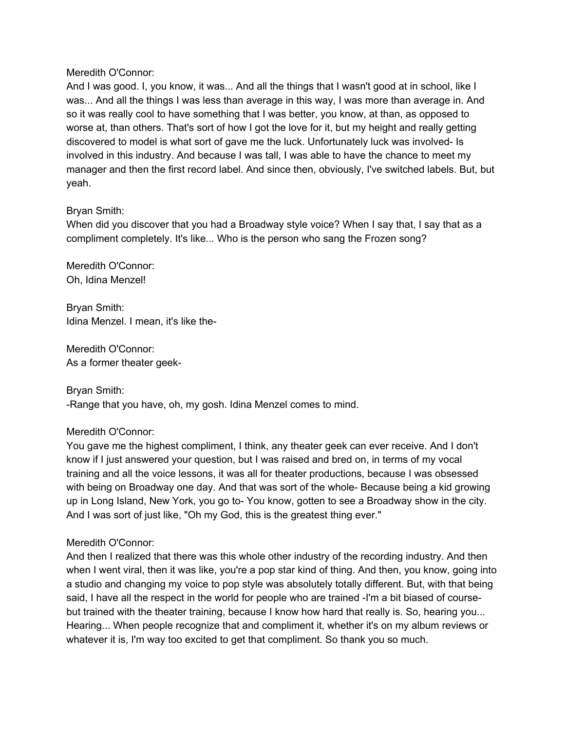Meredith O'Connor:
And I was good. I, you know, it was... And all the things that I wasn't good at in school, like I was... And all the things I was less than average in this way, I was more than average in. And so it was really cool to have something that I was better, you know, at than, as opposed to worse at, than others. That's sort of how I got the love for it, but my height and really getting discovered to model is what sort of gave me the luck. Unfortunately luck was involved- Is involved in this industry. And because I was tall, I was able to have the chance to meet my manager and then the first record label. And since then, obviously, I've switched labels. But, but yeah.

Bryan Smith:
When did you discover that you had a Broadway style voice? When I say that, I say that as a compliment completely. It's like... Who is the person who sang the Frozen song?

Meredith O'Connor:
Oh, Idina Menzel!

Bryan Smith:
Idina Menzel. I mean, it's like the-

Meredith O'Connor:
As a former theater geek-

Bryan Smith:
-Range that you have, oh, my gosh. Idina Menzel comes to mind.

Meredith O'Connor:
You gave me the highest compliment, I think, any theater geek can ever receive. And I don't know if I just answered your question, but I was raised and bred on, in terms of my vocal training and all the voice lessons, it was all for theater productions, because I was obsessed with being on Broadway one day. And that was sort of the whole- Because being a kid growing up in Long Island, New York, you go to- You know, gotten to see a Broadway show in the city. And I was sort of just like, "Oh my God, this is the greatest thing ever."

Meredith O'Connor:
And then I realized that there was this whole other industry of the recording industry. And then when I went viral, then it was like, you're a pop star kind of thing. And then, you know, going into a studio and changing my voice to pop style was absolutely totally different. But, with that being said, I have all the respect in the world for people who are trained -I'm a bit biased of course- but trained with the theater training, because I know how hard that really is. So, hearing you... Hearing... When people recognize that and compliment it, whether it's on my album reviews or whatever it is, I'm way too excited to get that compliment. So thank you so much.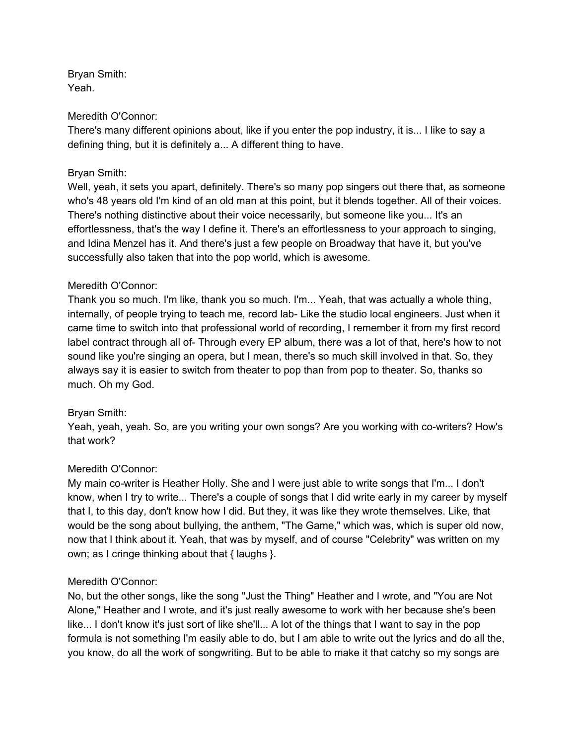Bryan Smith:
Yeah.

Meredith O'Connor:
There's many different opinions about, like if you enter the pop industry, it is... I like to say a defining thing, but it is definitely a... A different thing to have.

Bryan Smith:
Well, yeah, it sets you apart, definitely. There's so many pop singers out there that, as someone who's 48 years old I'm kind of an old man at this point, but it blends together. All of their voices. There's nothing distinctive about their voice necessarily, but someone like you... It's an effortlessness, that's the way I define it. There's an effortlessness to your approach to singing, and Idina Menzel has it. And there's just a few people on Broadway that have it, but you've successfully also taken that into the pop world, which is awesome.

Meredith O'Connor:
Thank you so much. I'm like, thank you so much. I'm... Yeah, that was actually a whole thing, internally, of people trying to teach me, record lab- Like the studio local engineers. Just when it came time to switch into that professional world of recording, I remember it from my first record label contract through all of- Through every EP album, there was a lot of that, here's how to not sound like you're singing an opera, but I mean, there's so much skill involved in that. So, they always say it is easier to switch from theater to pop than from pop to theater. So, thanks so much. Oh my God.

Bryan Smith:
Yeah, yeah, yeah. So, are you writing your own songs? Are you working with co-writers? How's that work?

Meredith O'Connor:
My main co-writer is Heather Holly. She and I were just able to write songs that I'm... I don't know, when I try to write... There's a couple of songs that I did write early in my career by myself that I, to this day, don't know how I did. But they, it was like they wrote themselves. Like, that would be the song about bullying, the anthem, "The Game," which was, which is super old now, now that I think about it. Yeah, that was by myself, and of course "Celebrity" was written on my own; as I cringe thinking about that { laughs }.

Meredith O'Connor:
No, but the other songs, like the song "Just the Thing" Heather and I wrote, and "You are Not Alone," Heather and I wrote, and it's just really awesome to work with her because she's been like... I don't know it's just sort of like she'll... A lot of the things that I want to say in the pop formula is not something I'm easily able to do, but I am able to write out the lyrics and do all the, you know, do all the work of songwriting. But to be able to make it that catchy so my songs are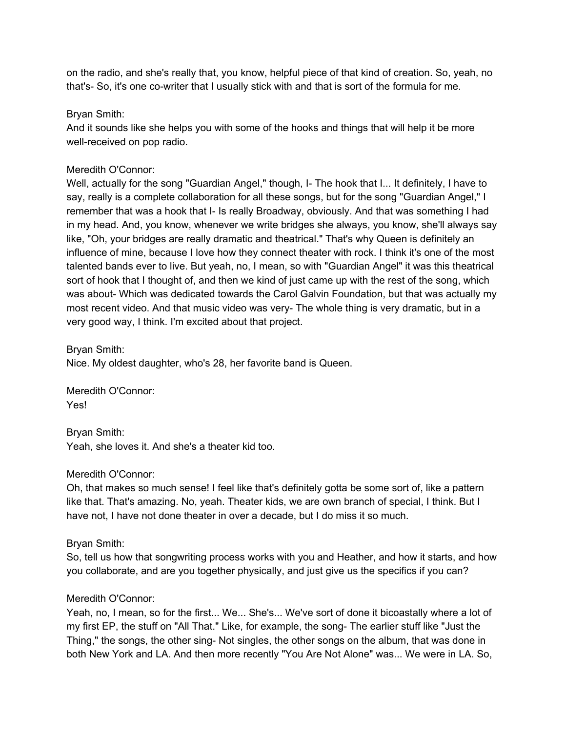on the radio, and she's really that, you know, helpful piece of that kind of creation. So, yeah, no that's- So, it's one co-writer that I usually stick with and that is sort of the formula for me.

Bryan Smith:
And it sounds like she helps you with some of the hooks and things that will help it be more well-received on pop radio.

Meredith O'Connor:
Well, actually for the song "Guardian Angel," though, I- The hook that I... It definitely, I have to say, really is a complete collaboration for all these songs, but for the song "Guardian Angel," I remember that was a hook that I- Is really Broadway, obviously. And that was something I had in my head. And, you know, whenever we write bridges she always, you know, she'll always say like, "Oh, your bridges are really dramatic and theatrical." That's why Queen is definitely an influence of mine, because I love how they connect theater with rock. I think it's one of the most talented bands ever to live. But yeah, no, I mean, so with "Guardian Angel" it was this theatrical sort of hook that I thought of, and then we kind of just came up with the rest of the song, which was about- Which was dedicated towards the Carol Galvin Foundation, but that was actually my most recent video. And that music video was very- The whole thing is very dramatic, but in a very good way, I think. I'm excited about that project.

Bryan Smith:
Nice. My oldest daughter, who's 28, her favorite band is Queen.

Meredith O'Connor:
Yes!

Bryan Smith:
Yeah, she loves it. And she's a theater kid too.

Meredith O'Connor:
Oh, that makes so much sense! I feel like that's definitely gotta be some sort of, like a pattern like that. That's amazing. No, yeah. Theater kids, we are own branch of special, I think. But I have not, I have not done theater in over a decade, but I do miss it so much.

Bryan Smith:
So, tell us how that songwriting process works with you and Heather, and how it starts, and how you collaborate, and are you together physically, and just give us the specifics if you can?

Meredith O'Connor:
Yeah, no, I mean, so for the first... We... She's... We've sort of done it bicoastally where a lot of my first EP, the stuff on "All That." Like, for example, the song- The earlier stuff like "Just the Thing," the songs, the other sing- Not singles, the other songs on the album, that was done in both New York and LA. And then more recently "You Are Not Alone" was... We were in LA. So,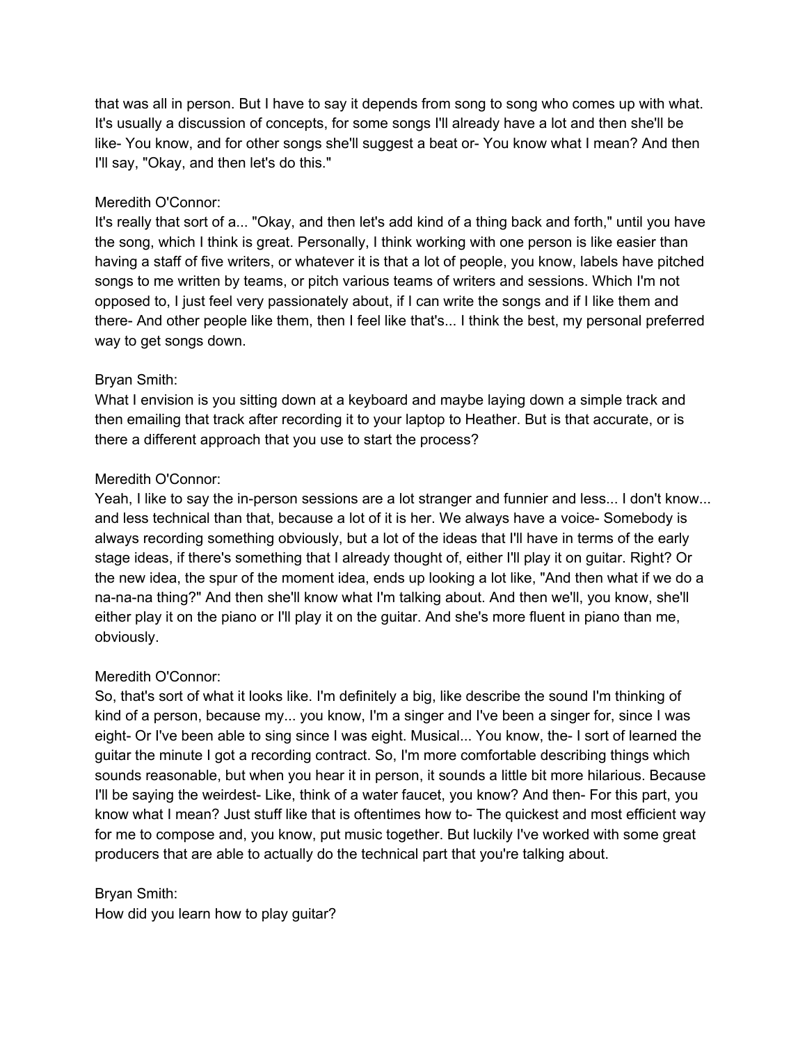that was all in person. But I have to say it depends from song to song who comes up with what. It's usually a discussion of concepts, for some songs I'll already have a lot and then she'll be like- You know, and for other songs she'll suggest a beat or- You know what I mean? And then I'll say, "Okay, and then let's do this."

Meredith O'Connor:
It's really that sort of a... "Okay, and then let's add kind of a thing back and forth," until you have the song, which I think is great. Personally, I think working with one person is like easier than having a staff of five writers, or whatever it is that a lot of people, you know, labels have pitched songs to me written by teams, or pitch various teams of writers and sessions. Which I'm not opposed to, I just feel very passionately about, if I can write the songs and if I like them and there- And other people like them, then I feel like that's... I think the best, my personal preferred way to get songs down.

Bryan Smith:
What I envision is you sitting down at a keyboard and maybe laying down a simple track and then emailing that track after recording it to your laptop to Heather. But is that accurate, or is there a different approach that you use to start the process?

Meredith O'Connor:
Yeah, I like to say the in-person sessions are a lot stranger and funnier and less... I don't know... and less technical than that, because a lot of it is her. We always have a voice- Somebody is always recording something obviously, but a lot of the ideas that I'll have in terms of the early stage ideas, if there's something that I already thought of, either I'll play it on guitar. Right? Or the new idea, the spur of the moment idea, ends up looking a lot like, "And then what if we do a na-na-na thing?" And then she'll know what I'm talking about. And then we'll, you know, she'll either play it on the piano or I'll play it on the guitar. And she's more fluent in piano than me, obviously.

Meredith O'Connor:
So, that's sort of what it looks like. I'm definitely a big, like describe the sound I'm thinking of kind of a person, because my... you know, I'm a singer and I've been a singer for, since I was eight- Or I've been able to sing since I was eight. Musical... You know, the- I sort of learned the guitar the minute I got a recording contract. So, I'm more comfortable describing things which sounds reasonable, but when you hear it in person, it sounds a little bit more hilarious. Because I'll be saying the weirdest- Like, think of a water faucet, you know? And then- For this part, you know what I mean? Just stuff like that is oftentimes how to- The quickest and most efficient way for me to compose and, you know, put music together. But luckily I've worked with some great producers that are able to actually do the technical part that you're talking about.

Bryan Smith:
How did you learn how to play guitar?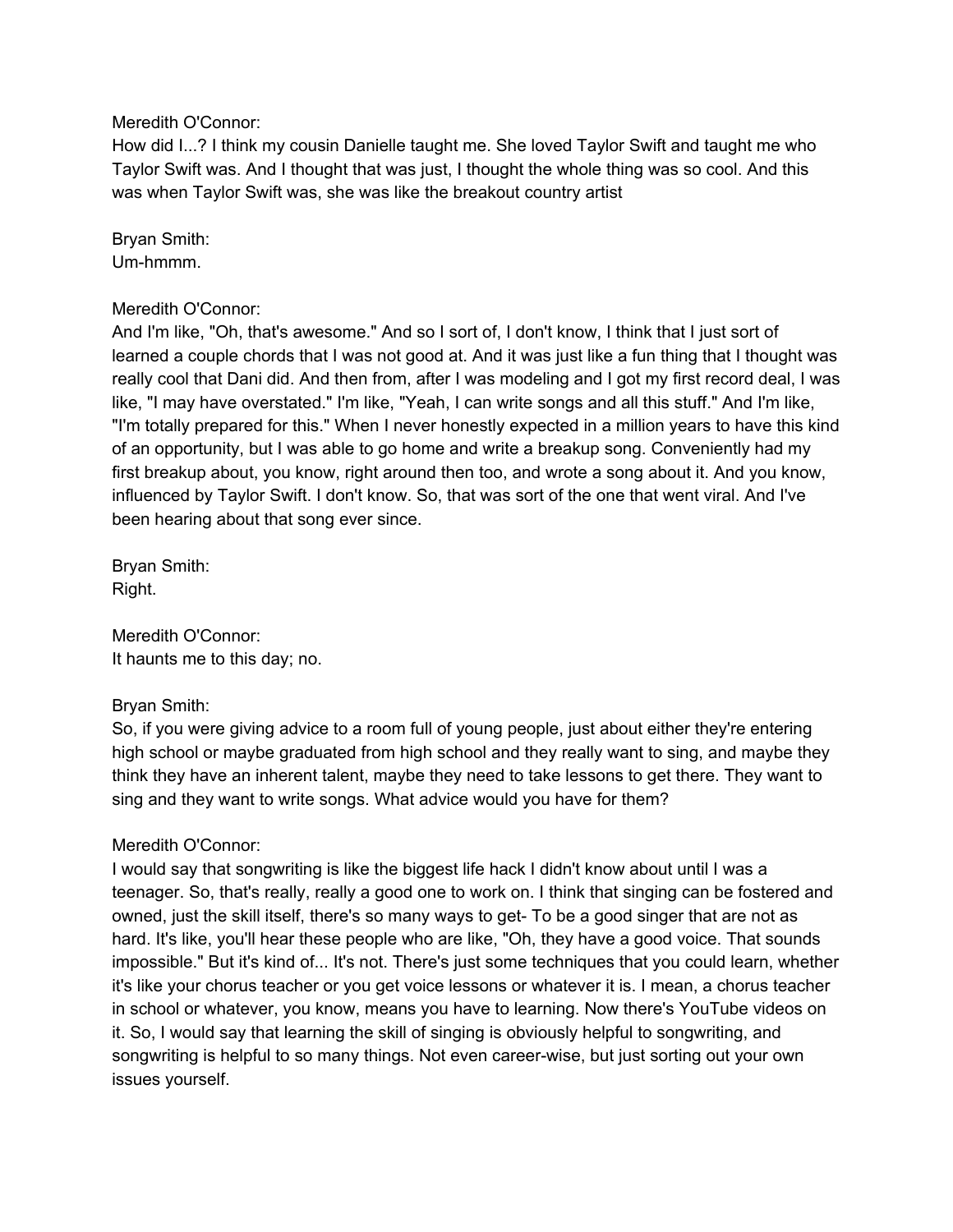Meredith O'Connor:
How did I...? I think my cousin Danielle taught me. She loved Taylor Swift and taught me who Taylor Swift was. And I thought that was just, I thought the whole thing was so cool. And this was when Taylor Swift was, she was like the breakout country artist

Bryan Smith:
Um-hmmm.

Meredith O'Connor:
And I'm like, "Oh, that's awesome." And so I sort of, I don't know, I think that I just sort of learned a couple chords that I was not good at. And it was just like a fun thing that I thought was really cool that Dani did. And then from, after I was modeling and I got my first record deal, I was like, "I may have overstated." I'm like, "Yeah, I can write songs and all this stuff." And I'm like, "I'm totally prepared for this." When I never honestly expected in a million years to have this kind of an opportunity, but I was able to go home and write a breakup song. Conveniently had my first breakup about, you know, right around then too, and wrote a song about it. And you know, influenced by Taylor Swift. I don't know. So, that was sort of the one that went viral. And I've been hearing about that song ever since.

Bryan Smith:
Right.

Meredith O'Connor:
It haunts me to this day; no.

Bryan Smith:
So, if you were giving advice to a room full of young people, just about either they're entering high school or maybe graduated from high school and they really want to sing, and maybe they think they have an inherent talent, maybe they need to take lessons to get there. They want to sing and they want to write songs. What advice would you have for them?

Meredith O'Connor:
I would say that songwriting is like the biggest life hack I didn't know about until I was a teenager. So, that's really, really a good one to work on. I think that singing can be fostered and owned, just the skill itself, there's so many ways to get- To be a good singer that are not as hard. It's like, you'll hear these people who are like, "Oh, they have a good voice. That sounds impossible." But it's kind of... It's not. There's just some techniques that you could learn, whether it's like your chorus teacher or you get voice lessons or whatever it is. I mean, a chorus teacher in school or whatever, you know, means you have to learning. Now there's YouTube videos on it. So, I would say that learning the skill of singing is obviously helpful to songwriting, and songwriting is helpful to so many things. Not even career-wise, but just sorting out your own issues yourself.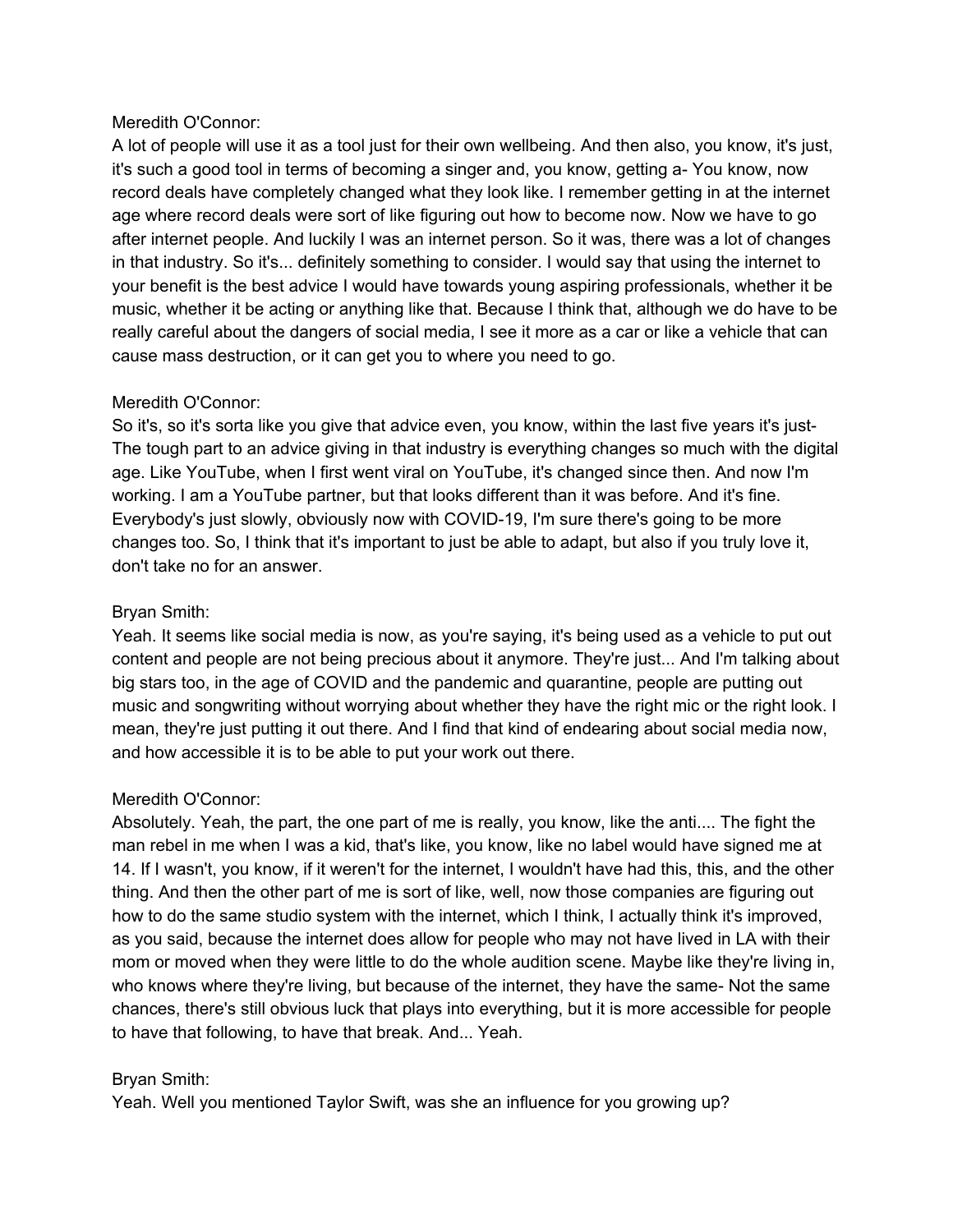Meredith O'Connor:
A lot of people will use it as a tool just for their own wellbeing. And then also, you know, it's just, it's such a good tool in terms of becoming a singer and, you know, getting a- You know, now record deals have completely changed what they look like. I remember getting in at the internet age where record deals were sort of like figuring out how to become now. Now we have to go after internet people. And luckily I was an internet person. So it was, there was a lot of changes in that industry. So it's... definitely something to consider. I would say that using the internet to your benefit is the best advice I would have towards young aspiring professionals, whether it be music, whether it be acting or anything like that. Because I think that, although we do have to be really careful about the dangers of social media, I see it more as a car or like a vehicle that can cause mass destruction, or it can get you to where you need to go.

Meredith O'Connor:
So it's, so it's sorta like you give that advice even, you know, within the last five years it's just- The tough part to an advice giving in that industry is everything changes so much with the digital age. Like YouTube, when I first went viral on YouTube, it's changed since then. And now I'm working. I am a YouTube partner, but that looks different than it was before. And it's fine. Everybody's just slowly, obviously now with COVID-19, I'm sure there's going to be more changes too. So, I think that it's important to just be able to adapt, but also if you truly love it, don't take no for an answer.

Bryan Smith:
Yeah. It seems like social media is now, as you're saying, it's being used as a vehicle to put out content and people are not being precious about it anymore. They're just... And I'm talking about big stars too, in the age of COVID and the pandemic and quarantine, people are putting out music and songwriting without worrying about whether they have the right mic or the right look. I mean, they're just putting it out there. And I find that kind of endearing about social media now, and how accessible it is to be able to put your work out there.

Meredith O'Connor:
Absolutely. Yeah, the part, the one part of me is really, you know, like the anti.... The fight the man rebel in me when I was a kid, that's like, you know, like no label would have signed me at 14. If I wasn't, you know, if it weren't for the internet, I wouldn't have had this, this, and the other thing. And then the other part of me is sort of like, well, now those companies are figuring out how to do the same studio system with the internet, which I think, I actually think it's improved, as you said, because the internet does allow for people who may not have lived in LA with their mom or moved when they were little to do the whole audition scene. Maybe like they're living in, who knows where they're living, but because of the internet, they have the same- Not the same chances, there's still obvious luck that plays into everything, but it is more accessible for people to have that following, to have that break. And... Yeah.

Bryan Smith:
Yeah. Well you mentioned Taylor Swift, was she an influence for you growing up?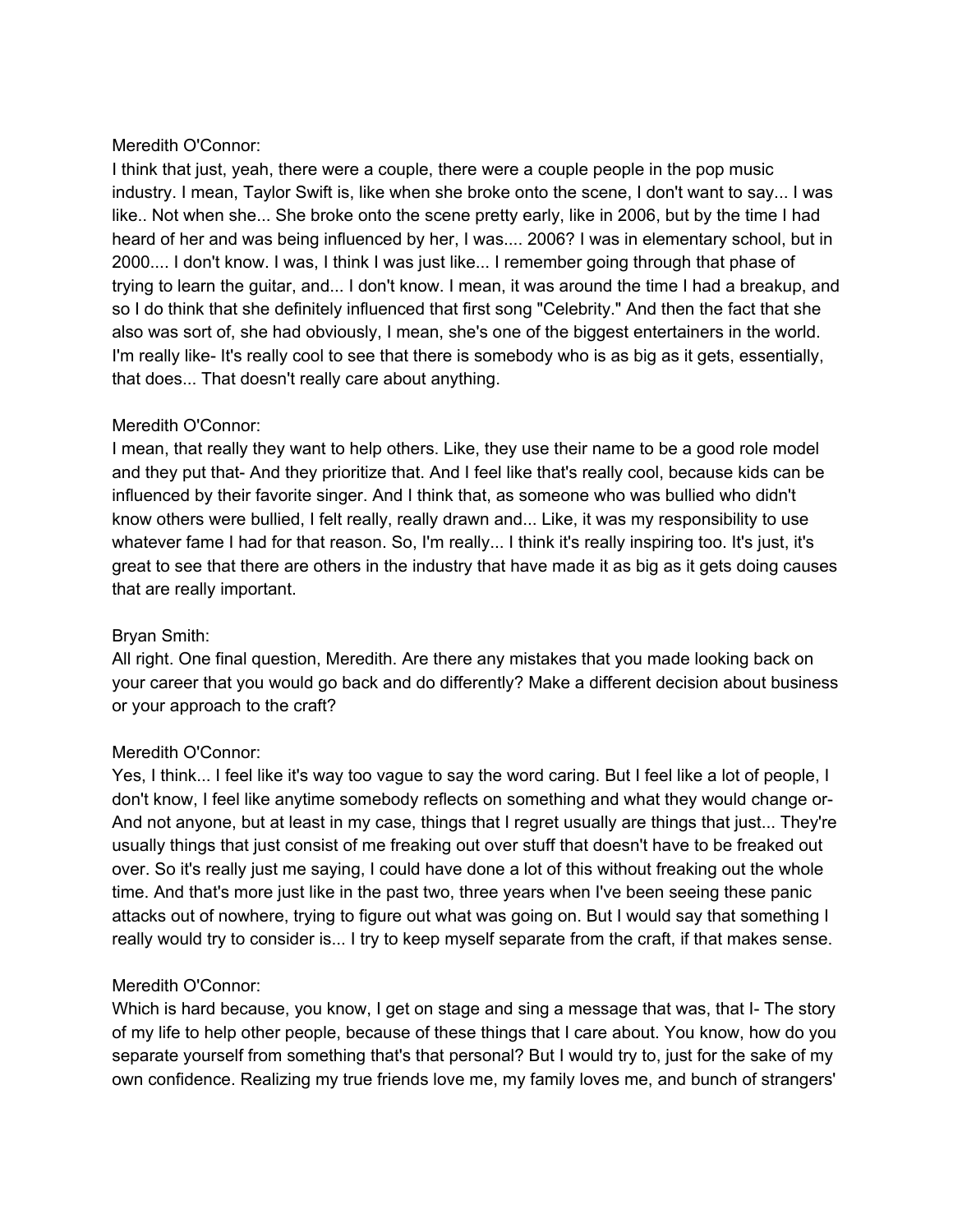Meredith O'Connor:
I think that just, yeah, there were a couple, there were a couple people in the pop music industry. I mean, Taylor Swift is, like when she broke onto the scene, I don't want to say... I was like.. Not when she... She broke onto the scene pretty early, like in 2006, but by the time I had heard of her and was being influenced by her, I was.... 2006? I was in elementary school, but in 2000.... I don't know. I was, I think I was just like... I remember going through that phase of trying to learn the guitar, and... I don't know. I mean, it was around the time I had a breakup, and so I do think that she definitely influenced that first song "Celebrity." And then the fact that she also was sort of, she had obviously, I mean, she's one of the biggest entertainers in the world. I'm really like- It's really cool to see that there is somebody who is as big as it gets, essentially, that does... That doesn't really care about anything.

Meredith O'Connor:
I mean, that really they want to help others. Like, they use their name to be a good role model and they put that- And they prioritize that. And I feel like that's really cool, because kids can be influenced by their favorite singer. And I think that, as someone who was bullied who didn't know others were bullied, I felt really, really drawn and... Like, it was my responsibility to use whatever fame I had for that reason. So, I'm really... I think it's really inspiring too. It's just, it's great to see that there are others in the industry that have made it as big as it gets doing causes that are really important.

Bryan Smith:
All right. One final question, Meredith. Are there any mistakes that you made looking back on your career that you would go back and do differently? Make a different decision about business or your approach to the craft?

Meredith O'Connor:
Yes, I think... I feel like it's way too vague to say the word caring. But I feel like a lot of people, I don't know, I feel like anytime somebody reflects on something and what they would change or- And not anyone, but at least in my case, things that I regret usually are things that just... They're usually things that just consist of me freaking out over stuff that doesn't have to be freaked out over. So it's really just me saying, I could have done a lot of this without freaking out the whole time. And that's more just like in the past two, three years when I've been seeing these panic attacks out of nowhere, trying to figure out what was going on. But I would say that something I really would try to consider is... I try to keep myself separate from the craft, if that makes sense.

Meredith O'Connor:
Which is hard because, you know, I get on stage and sing a message that was, that I- The story of my life to help other people, because of these things that I care about. You know, how do you separate yourself from something that's that personal? But I would try to, just for the sake of my own confidence. Realizing my true friends love me, my family loves me, and bunch of strangers'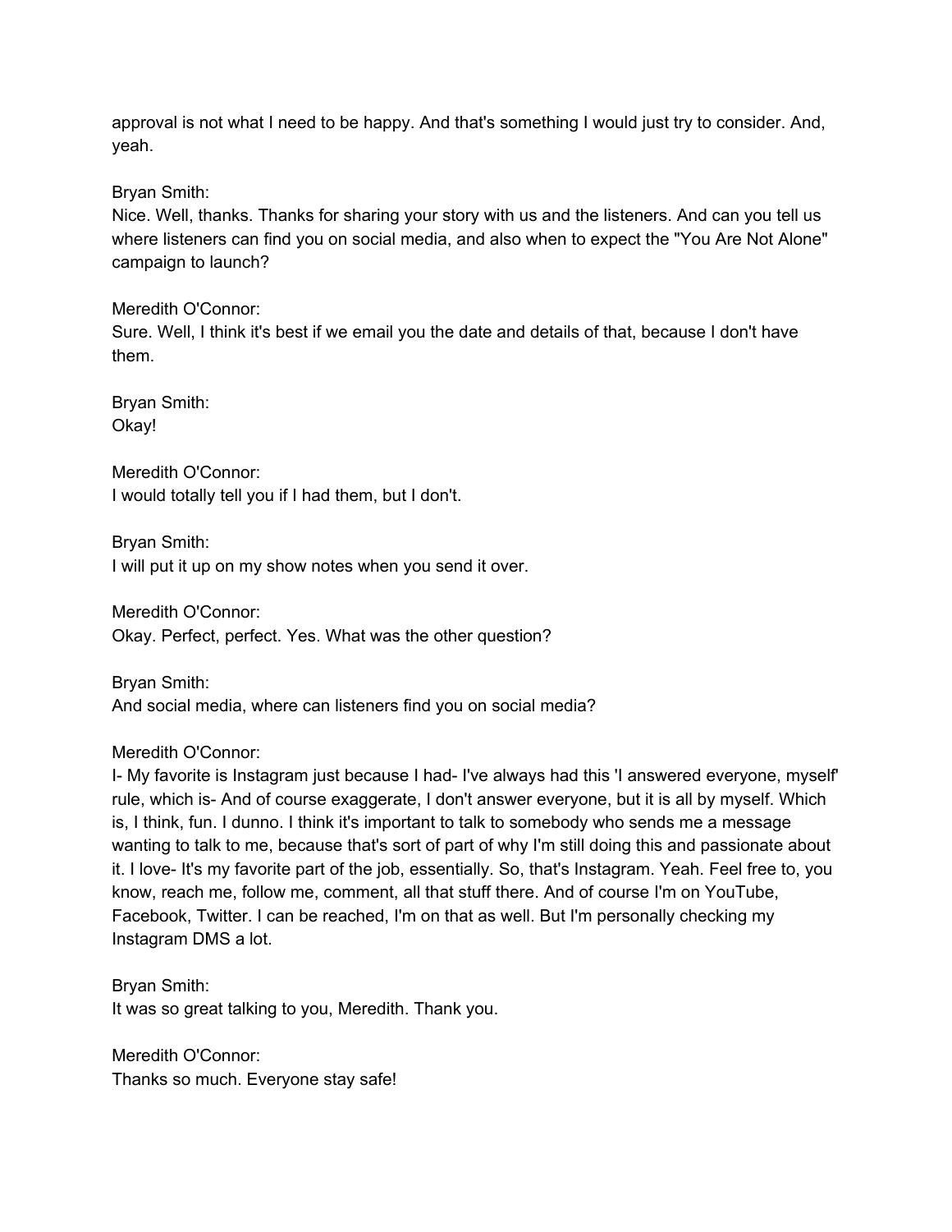approval is not what I need to be happy. And that's something I would just try to consider. And, yeah.

Bryan Smith:
Nice. Well, thanks. Thanks for sharing your story with us and the listeners. And can you tell us where listeners can find you on social media, and also when to expect the "You Are Not Alone" campaign to launch?

Meredith O'Connor:
Sure. Well, I think it's best if we email you the date and details of that, because I don't have them.

Bryan Smith:
Okay!

Meredith O'Connor:
I would totally tell you if I had them, but I don't.

Bryan Smith:
I will put it up on my show notes when you send it over.

Meredith O'Connor:
Okay. Perfect, perfect. Yes. What was the other question?

Bryan Smith:
And social media, where can listeners find you on social media?

Meredith O'Connor:
I- My favorite is Instagram just because I had- I've always had this 'I answered everyone, myself' rule, which is- And of course exaggerate, I don't answer everyone, but it is all by myself. Which is, I think, fun. I dunno. I think it's important to talk to somebody who sends me a message wanting to talk to me, because that's sort of part of why I'm still doing this and passionate about it. I love- It's my favorite part of the job, essentially. So, that's Instagram. Yeah. Feel free to, you know, reach me, follow me, comment, all that stuff there. And of course I'm on YouTube, Facebook, Twitter. I can be reached, I'm on that as well. But I'm personally checking my Instagram DMS a lot.

Bryan Smith:
It was so great talking to you, Meredith. Thank you.

Meredith O'Connor:
Thanks so much. Everyone stay safe!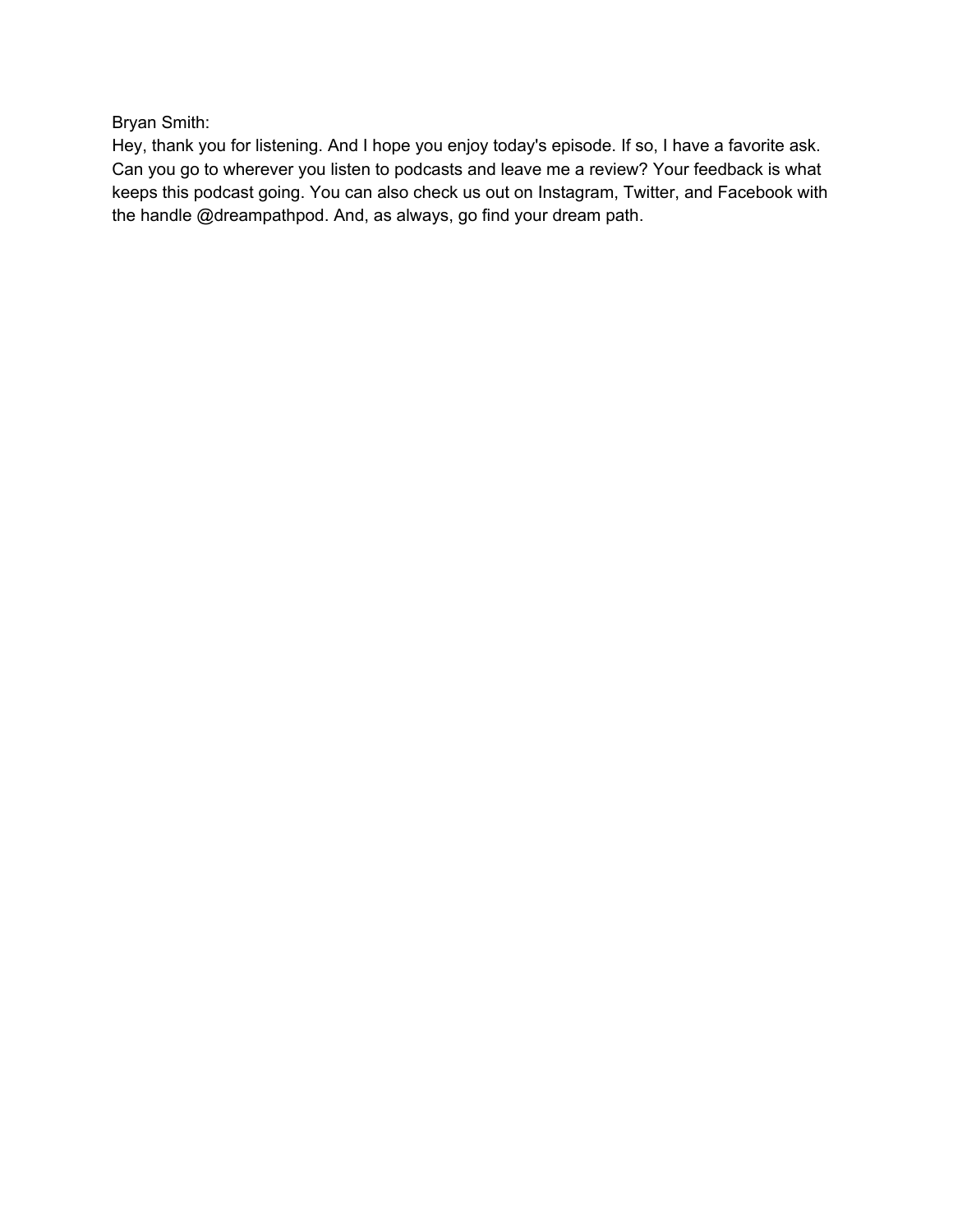Bryan Smith:
Hey, thank you for listening. And I hope you enjoy today's episode. If so, I have a favorite ask. Can you go to wherever you listen to podcasts and leave me a review? Your feedback is what keeps this podcast going. You can also check us out on Instagram, Twitter, and Facebook with the handle @dreampathpod. And, as always, go find your dream path.